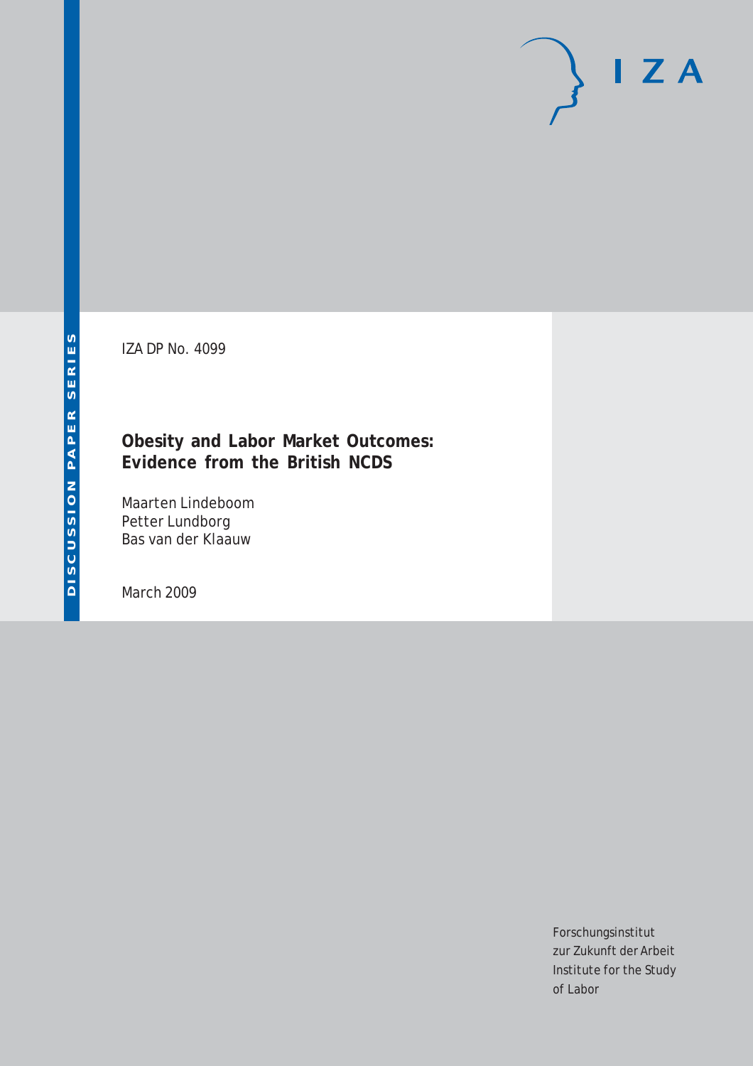DISCUSSION PAPER SERIES

IZA DP No. 4099

# Obesity and Labor Market Outcomes: Evidence from the British NCDS

Maarten Lindeboom
Petter Lundborg
Bas van der Klaauw

March 2009

Forschungsinstitut
zur Zukunft der Arbeit
Institute for the Study
of Labor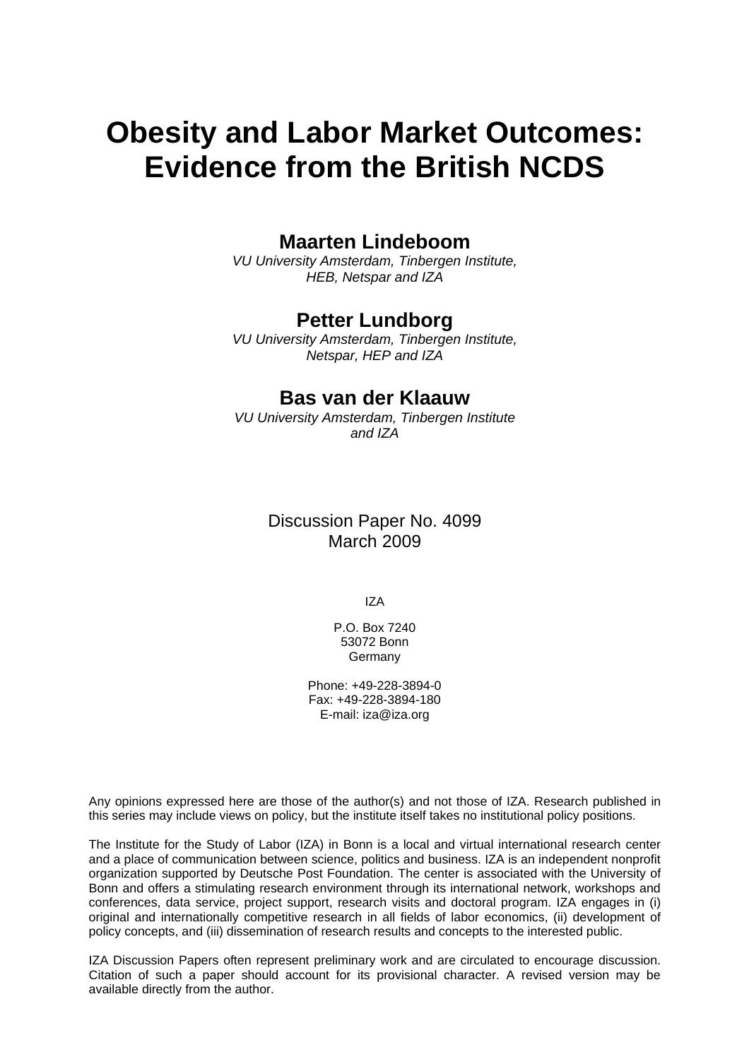# Obesity and Labor Market Outcomes: Evidence from the British NCDS

## Maarten Lindeboom

*VU University Amsterdam, Tinbergen Institute, HEB, Netspar and IZA*

## Petter Lundborg

*VU University Amsterdam, Tinbergen Institute, Netspar, HEP and IZA*

## Bas van der Klaauw

*VU University Amsterdam, Tinbergen Institute and IZA*

Discussion Paper No. 4099
March 2009

IZA

P.O. Box 7240
53072 Bonn
Germany

Phone: +49-228-3894-0
Fax: +49-228-3894-180
E-mail: iza@iza.org

Any opinions expressed here are those of the author(s) and not those of IZA. Research published in this series may include views on policy, but the institute itself takes no institutional policy positions.

The Institute for the Study of Labor (IZA) in Bonn is a local and virtual international research center and a place of communication between science, politics and business. IZA is an independent nonprofit organization supported by Deutsche Post Foundation. The center is associated with the University of Bonn and offers a stimulating research environment through its international network, workshops and conferences, data service, project support, research visits and doctoral program. IZA engages in (i) original and internationally competitive research in all fields of labor economics, (ii) development of policy concepts, and (iii) dissemination of research results and concepts to the interested public.

IZA Discussion Papers often represent preliminary work and are circulated to encourage discussion. Citation of such a paper should account for its provisional character. A revised version may be available directly from the author.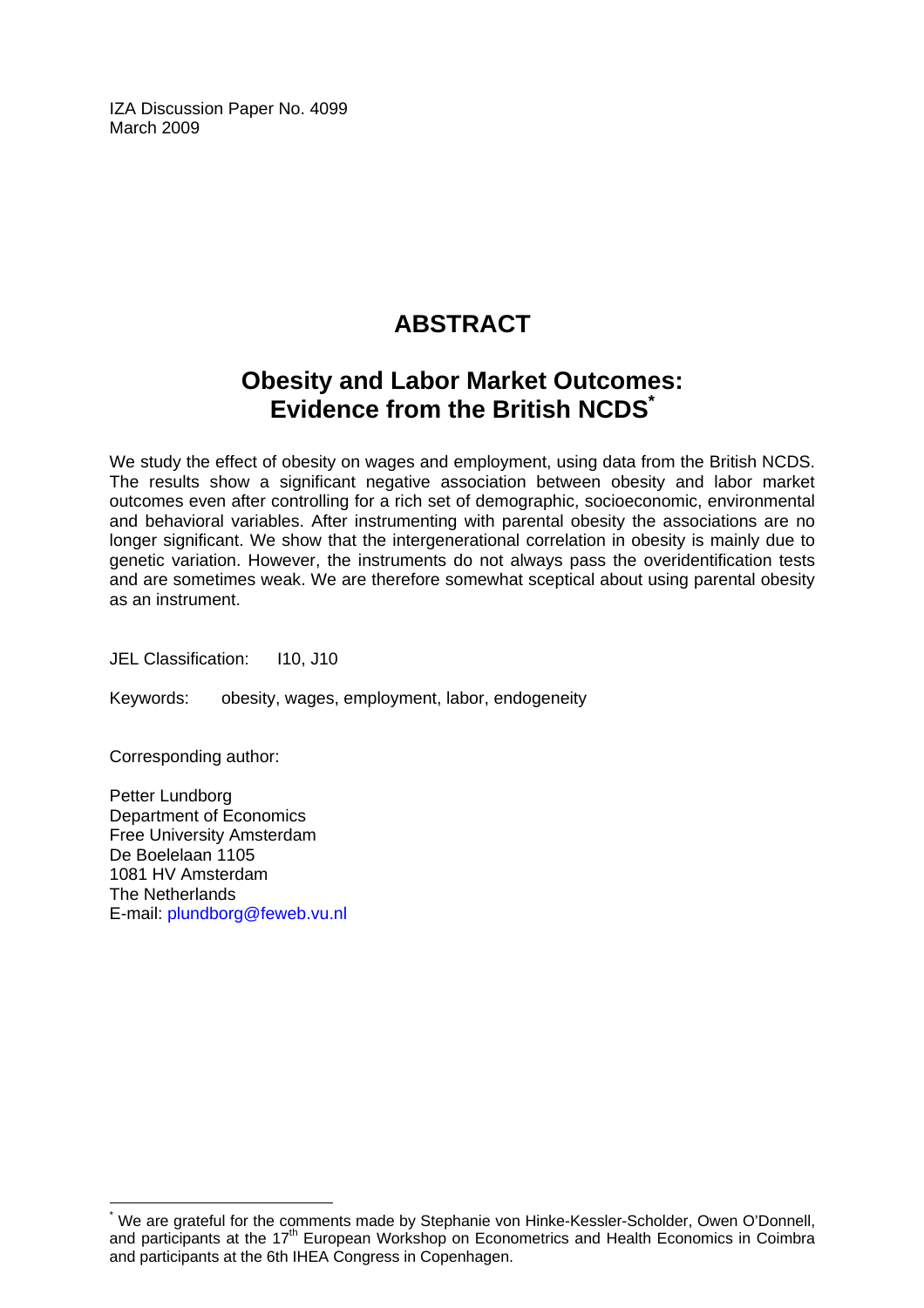IZA Discussion Paper No. 4099
March 2009

# ABSTRACT

## Obesity and Labor Market Outcomes: Evidence from the British NCDS*

We study the effect of obesity on wages and employment, using data from the British NCDS. The results show a significant negative association between obesity and labor market outcomes even after controlling for a rich set of demographic, socioeconomic, environmental and behavioral variables. After instrumenting with parental obesity the associations are no longer significant. We show that the intergenerational correlation in obesity is mainly due to genetic variation. However, the instruments do not always pass the overidentification tests and are sometimes weak. We are therefore somewhat sceptical about using parental obesity as an instrument.

JEL Classification: I10, J10

Keywords: obesity, wages, employment, labor, endogeneity

Corresponding author:

Petter Lundborg
Department of Economics
Free University Amsterdam
De Boelelaan 1105
1081 HV Amsterdam
The Netherlands
E-mail: plundborg@feweb.vu.nl

* We are grateful for the comments made by Stephanie von Hinke-Kessler-Scholder, Owen O'Donnell, and participants at the 17th European Workshop on Econometrics and Health Economics in Coimbra and participants at the 6th IHEA Congress in Copenhagen.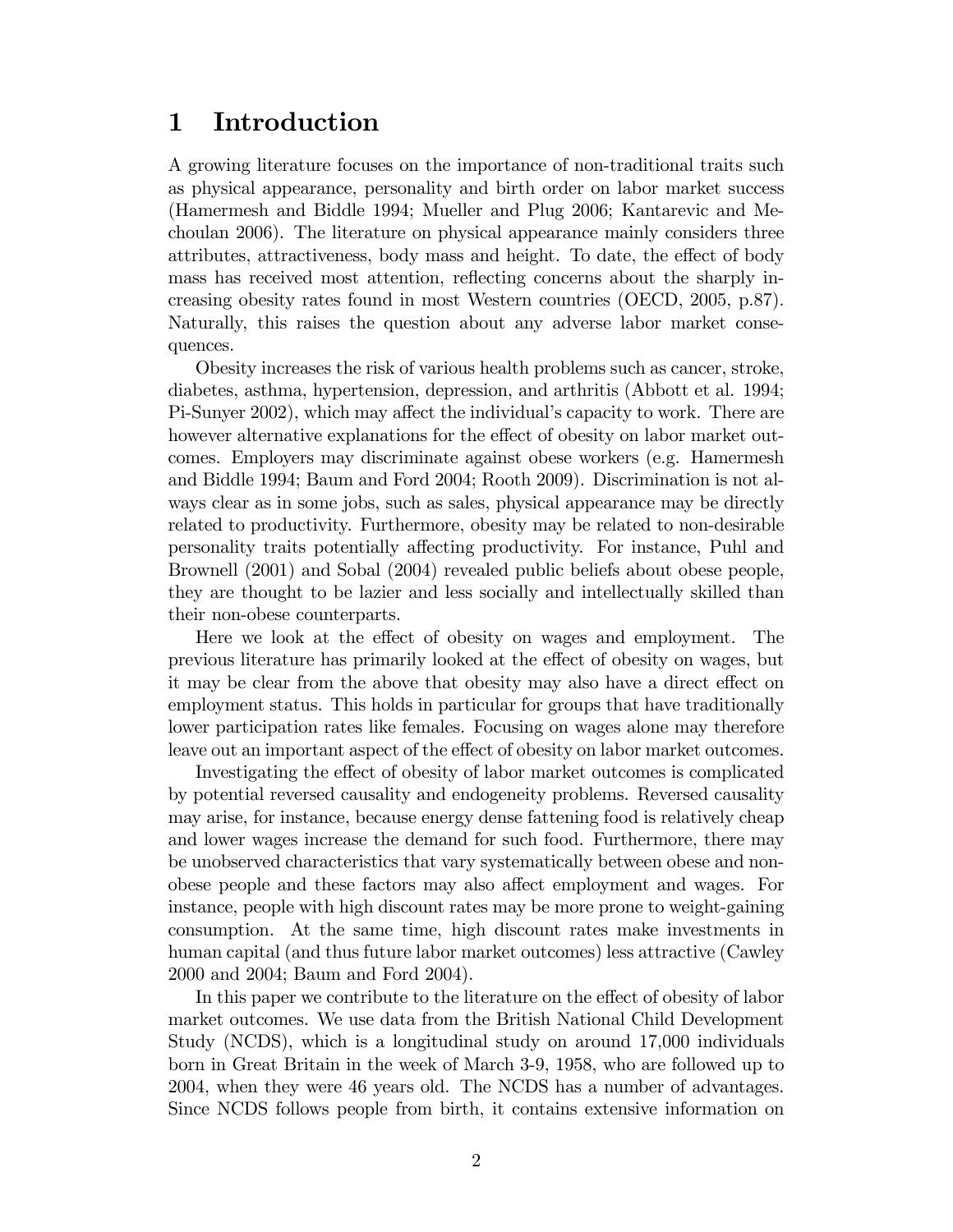# 1 Introduction

A growing literature focuses on the importance of non-traditional traits such as physical appearance, personality and birth order on labor market success (Hamermesh and Biddle 1994; Mueller and Plug 2006; Kantarevic and Mechoulan 2006). The literature on physical appearance mainly considers three attributes, attractiveness, body mass and height. To date, the effect of body mass has received most attention, reflecting concerns about the sharply increasing obesity rates found in most Western countries (OECD, 2005, p.87). Naturally, this raises the question about any adverse labor market consequences.

Obesity increases the risk of various health problems such as cancer, stroke, diabetes, asthma, hypertension, depression, and arthritis (Abbott et al. 1994; Pi-Sunyer 2002), which may affect the individual's capacity to work. There are however alternative explanations for the effect of obesity on labor market outcomes. Employers may discriminate against obese workers (e.g. Hamermesh and Biddle 1994; Baum and Ford 2004; Rooth 2009). Discrimination is not always clear as in some jobs, such as sales, physical appearance may be directly related to productivity. Furthermore, obesity may be related to non-desirable personality traits potentially affecting productivity. For instance, Puhl and Brownell (2001) and Sobal (2004) revealed public beliefs about obese people, they are thought to be lazier and less socially and intellectually skilled than their non-obese counterparts.

Here we look at the effect of obesity on wages and employment. The previous literature has primarily looked at the effect of obesity on wages, but it may be clear from the above that obesity may also have a direct effect on employment status. This holds in particular for groups that have traditionally lower participation rates like females. Focusing on wages alone may therefore leave out an important aspect of the effect of obesity on labor market outcomes.

Investigating the effect of obesity of labor market outcomes is complicated by potential reversed causality and endogeneity problems. Reversed causality may arise, for instance, because energy dense fattening food is relatively cheap and lower wages increase the demand for such food. Furthermore, there may be unobserved characteristics that vary systematically between obese and non-obese people and these factors may also affect employment and wages. For instance, people with high discount rates may be more prone to weight-gaining consumption. At the same time, high discount rates make investments in human capital (and thus future labor market outcomes) less attractive (Cawley 2000 and 2004; Baum and Ford 2004).

In this paper we contribute to the literature on the effect of obesity of labor market outcomes. We use data from the British National Child Development Study (NCDS), which is a longitudinal study on around 17,000 individuals born in Great Britain in the week of March 3-9, 1958, who are followed up to 2004, when they were 46 years old. The NCDS has a number of advantages. Since NCDS follows people from birth, it contains extensive information on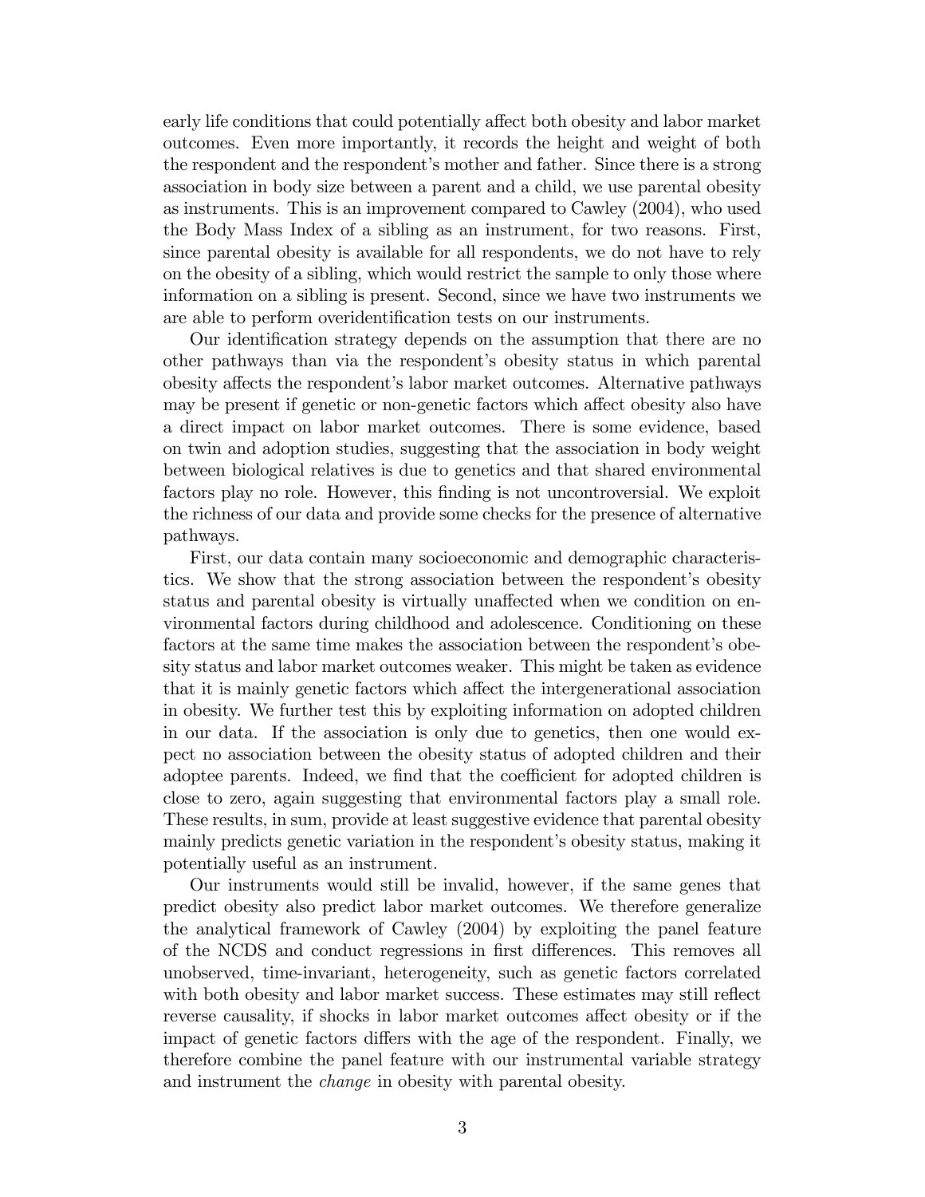early life conditions that could potentially affect both obesity and labor market outcomes. Even more importantly, it records the height and weight of both the respondent and the respondent's mother and father. Since there is a strong association in body size between a parent and a child, we use parental obesity as instruments. This is an improvement compared to Cawley (2004), who used the Body Mass Index of a sibling as an instrument, for two reasons. First, since parental obesity is available for all respondents, we do not have to rely on the obesity of a sibling, which would restrict the sample to only those where information on a sibling is present. Second, since we have two instruments we are able to perform overidentification tests on our instruments.

Our identification strategy depends on the assumption that there are no other pathways than via the respondent's obesity status in which parental obesity affects the respondent's labor market outcomes. Alternative pathways may be present if genetic or non-genetic factors which affect obesity also have a direct impact on labor market outcomes. There is some evidence, based on twin and adoption studies, suggesting that the association in body weight between biological relatives is due to genetics and that shared environmental factors play no role. However, this finding is not uncontroversial. We exploit the richness of our data and provide some checks for the presence of alternative pathways.

First, our data contain many socioeconomic and demographic characteristics. We show that the strong association between the respondent's obesity status and parental obesity is virtually unaffected when we condition on environmental factors during childhood and adolescence. Conditioning on these factors at the same time makes the association between the respondent's obesity status and labor market outcomes weaker. This might be taken as evidence that it is mainly genetic factors which affect the intergenerational association in obesity. We further test this by exploiting information on adopted children in our data. If the association is only due to genetics, then one would expect no association between the obesity status of adopted children and their adoptee parents. Indeed, we find that the coefficient for adopted children is close to zero, again suggesting that environmental factors play a small role. These results, in sum, provide at least suggestive evidence that parental obesity mainly predicts genetic variation in the respondent's obesity status, making it potentially useful as an instrument.

Our instruments would still be invalid, however, if the same genes that predict obesity also predict labor market outcomes. We therefore generalize the analytical framework of Cawley (2004) by exploiting the panel feature of the NCDS and conduct regressions in first differences. This removes all unobserved, time-invariant, heterogeneity, such as genetic factors correlated with both obesity and labor market success. These estimates may still reflect reverse causality, if shocks in labor market outcomes affect obesity or if the impact of genetic factors differs with the age of the respondent. Finally, we therefore combine the panel feature with our instrumental variable strategy and instrument the *change* in obesity with parental obesity.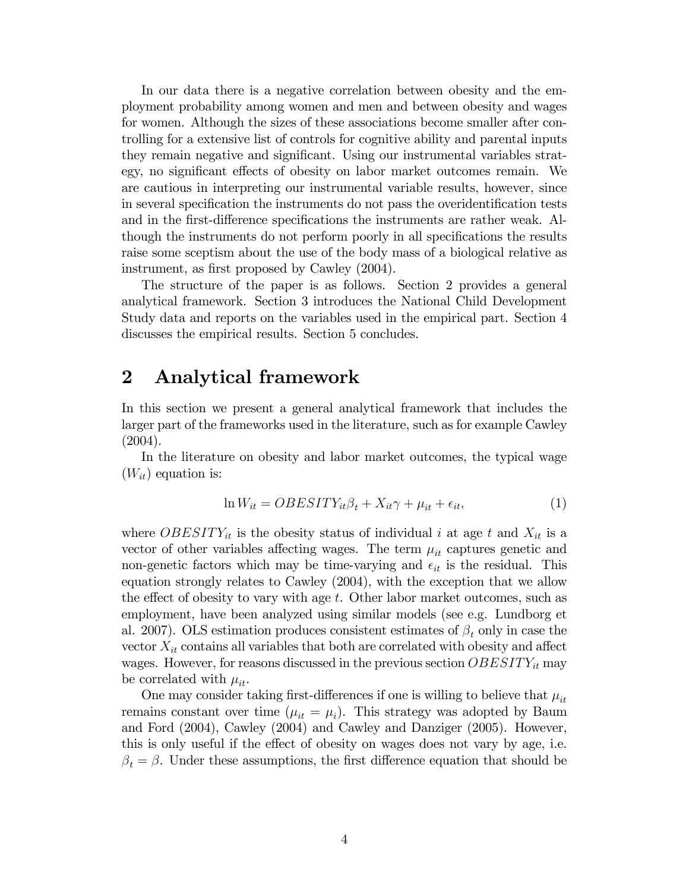In our data there is a negative correlation between obesity and the employment probability among women and men and between obesity and wages for women. Although the sizes of these associations become smaller after controlling for a extensive list of controls for cognitive ability and parental inputs they remain negative and significant. Using our instrumental variables strategy, no significant effects of obesity on labor market outcomes remain. We are cautious in interpreting our instrumental variable results, however, since in several specification the instruments do not pass the overidentification tests and in the first-difference specifications the instruments are rather weak. Although the instruments do not perform poorly in all specifications the results raise some sceptism about the use of the body mass of a biological relative as instrument, as first proposed by Cawley (2004).

The structure of the paper is as follows. Section 2 provides a general analytical framework. Section 3 introduces the National Child Development Study data and reports on the variables used in the empirical part. Section 4 discusses the empirical results. Section 5 concludes.

## 2 Analytical framework

In this section we present a general analytical framework that includes the larger part of the frameworks used in the literature, such as for example Cawley (2004).

In the literature on obesity and labor market outcomes, the typical wage ($W_{it}$) equation is:

$$\ln W_{it} = OBESITY_{it}\beta_t + X_{it}\gamma + \mu_{it} + \epsilon_{it}, \tag{1}$$

where $OBESITY_{it}$ is the obesity status of individual $i$ at age $t$ and $X_{it}$ is a vector of other variables affecting wages. The term $\mu_{it}$ captures genetic and non-genetic factors which may be time-varying and $\epsilon_{it}$ is the residual. This equation strongly relates to Cawley (2004), with the exception that we allow the effect of obesity to vary with age $t$. Other labor market outcomes, such as employment, have been analyzed using similar models (see e.g. Lundborg et al. 2007). OLS estimation produces consistent estimates of $\beta_t$ only in case the vector $X_{it}$ contains all variables that both are correlated with obesity and affect wages. However, for reasons discussed in the previous section $OBESITY_{it}$ may be correlated with $\mu_{it}$.

One may consider taking first-differences if one is willing to believe that $\mu_{it}$ remains constant over time ($\mu_{it} = \mu_i$). This strategy was adopted by Baum and Ford (2004), Cawley (2004) and Cawley and Danziger (2005). However, this is only useful if the effect of obesity on wages does not vary by age, i.e. $\beta_t = \beta$. Under these assumptions, the first difference equation that should be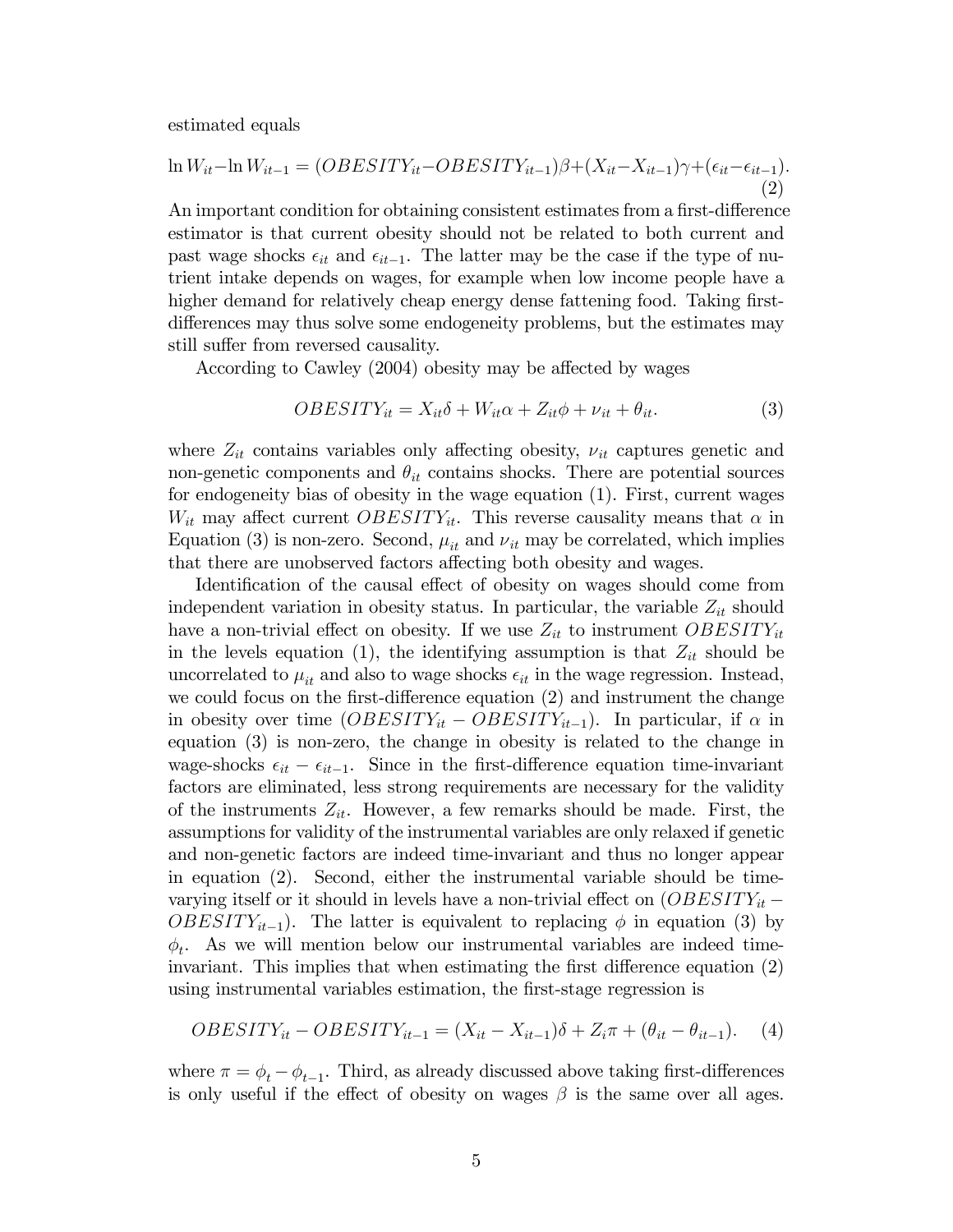estimated equals

$$\ln W_{it} - \ln W_{it-1} = (OBESITY_{it} - OBESITY_{it-1})\beta + (X_{it} - X_{it-1})\gamma + (\epsilon_{it} - \epsilon_{it-1}). \quad (2)$$

An important condition for obtaining consistent estimates from a first-difference estimator is that current obesity should not be related to both current and past wage shocks $\epsilon_{it}$ and $\epsilon_{it-1}$. The latter may be the case if the type of nutrient intake depends on wages, for example when low income people have a higher demand for relatively cheap energy dense fattening food. Taking first-differences may thus solve some endogeneity problems, but the estimates may still suffer from reversed causality.

According to Cawley (2004) obesity may be affected by wages

$$OBESITY_{it} = X_{it}\delta + W_{it}\alpha + Z_{it}\phi + \nu_{it} + \theta_{it}. \quad (3)$$

where $Z_{it}$ contains variables only affecting obesity, $\nu_{it}$ captures genetic and non-genetic components and $\theta_{it}$ contains shocks. There are potential sources for endogeneity bias of obesity in the wage equation (1). First, current wages $W_{it}$ may affect current $OBESITY_{it}$. This reverse causality means that $\alpha$ in Equation (3) is non-zero. Second, $\mu_{it}$ and $\nu_{it}$ may be correlated, which implies that there are unobserved factors affecting both obesity and wages.

Identification of the causal effect of obesity on wages should come from independent variation in obesity status. In particular, the variable $Z_{it}$ should have a non-trivial effect on obesity. If we use $Z_{it}$ to instrument $OBESITY_{it}$ in the levels equation (1), the identifying assumption is that $Z_{it}$ should be uncorrelated to $\mu_{it}$ and also to wage shocks $\epsilon_{it}$ in the wage regression. Instead, we could focus on the first-difference equation (2) and instrument the change in obesity over time $(OBESITY_{it} - OBESITY_{it-1})$. In particular, if $\alpha$ in equation (3) is non-zero, the change in obesity is related to the change in wage-shocks $\epsilon_{it} - \epsilon_{it-1}$. Since in the first-difference equation time-invariant factors are eliminated, less strong requirements are necessary for the validity of the instruments $Z_{it}$. However, a few remarks should be made. First, the assumptions for validity of the instrumental variables are only relaxed if genetic and non-genetic factors are indeed time-invariant and thus no longer appear in equation (2). Second, either the instrumental variable should be time-varying itself or it should in levels have a non-trivial effect on $(OBESITY_{it} - OBESITY_{it-1})$. The latter is equivalent to replacing $\phi$ in equation (3) by $\phi_t$. As we will mention below our instrumental variables are indeed time-invariant. This implies that when estimating the first difference equation (2) using instrumental variables estimation, the first-stage regression is

$$OBESITY_{it} - OBESITY_{it-1} = (X_{it} - X_{it-1})\delta + Z_i\pi + (\theta_{it} - \theta_{it-1}). \quad (4)$$

where $\pi = \phi_t - \phi_{t-1}$. Third, as already discussed above taking first-differences is only useful if the effect of obesity on wages $\beta$ is the same over all ages.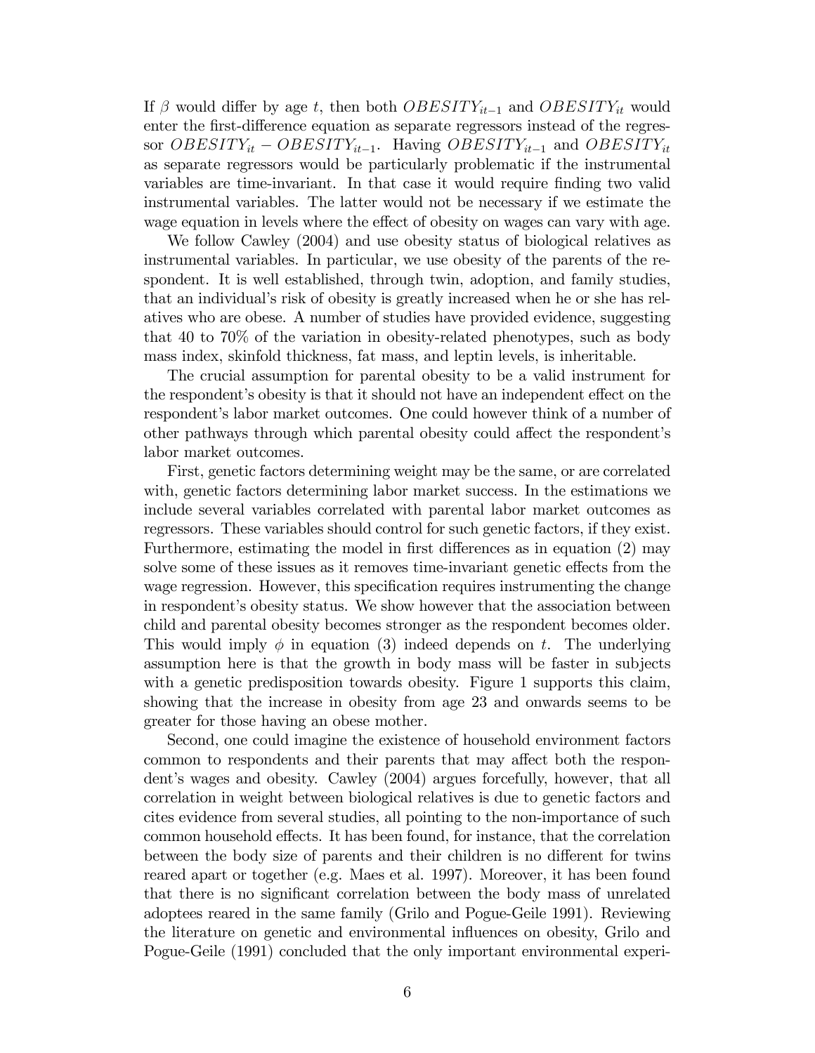If $\beta$ would differ by age $t$, then both $OBESITY_{it-1}$ and $OBESITY_{it}$ would enter the first-difference equation as separate regressors instead of the regressor $OBESITY_{it} - OBESITY_{it-1}$. Having $OBESITY_{it-1}$ and $OBESITY_{it}$ as separate regressors would be particularly problematic if the instrumental variables are time-invariant. In that case it would require finding two valid instrumental variables. The latter would not be necessary if we estimate the wage equation in levels where the effect of obesity on wages can vary with age.

We follow Cawley (2004) and use obesity status of biological relatives as instrumental variables. In particular, we use obesity of the parents of the respondent. It is well established, through twin, adoption, and family studies, that an individual's risk of obesity is greatly increased when he or she has relatives who are obese. A number of studies have provided evidence, suggesting that 40 to 70% of the variation in obesity-related phenotypes, such as body mass index, skinfold thickness, fat mass, and leptin levels, is inheritable.

The crucial assumption for parental obesity to be a valid instrument for the respondent's obesity is that it should not have an independent effect on the respondent's labor market outcomes. One could however think of a number of other pathways through which parental obesity could affect the respondent's labor market outcomes.

First, genetic factors determining weight may be the same, or are correlated with, genetic factors determining labor market success. In the estimations we include several variables correlated with parental labor market outcomes as regressors. These variables should control for such genetic factors, if they exist. Furthermore, estimating the model in first differences as in equation (2) may solve some of these issues as it removes time-invariant genetic effects from the wage regression. However, this specification requires instrumenting the change in respondent's obesity status. We show however that the association between child and parental obesity becomes stronger as the respondent becomes older. This would imply $\phi$ in equation (3) indeed depends on $t$. The underlying assumption here is that the growth in body mass will be faster in subjects with a genetic predisposition towards obesity. Figure 1 supports this claim, showing that the increase in obesity from age 23 and onwards seems to be greater for those having an obese mother.

Second, one could imagine the existence of household environment factors common to respondents and their parents that may affect both the respondent's wages and obesity. Cawley (2004) argues forcefully, however, that all correlation in weight between biological relatives is due to genetic factors and cites evidence from several studies, all pointing to the non-importance of such common household effects. It has been found, for instance, that the correlation between the body size of parents and their children is no different for twins reared apart or together (e.g. Maes et al. 1997). Moreover, it has been found that there is no significant correlation between the body mass of unrelated adoptees reared in the same family (Grilo and Pogue-Geile 1991). Reviewing the literature on genetic and environmental influences on obesity, Grilo and Pogue-Geile (1991) concluded that the only important environmental experi-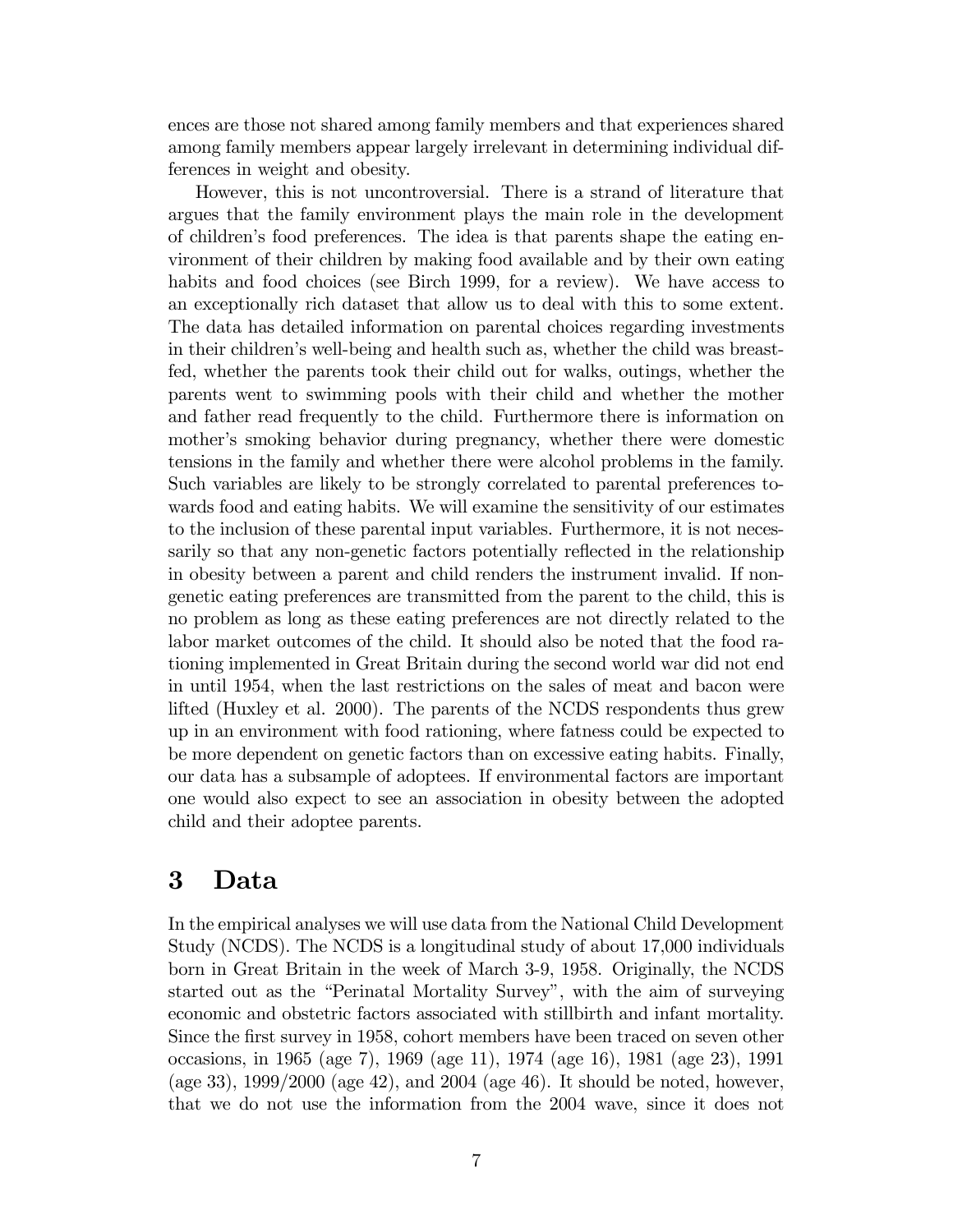ences are those not shared among family members and that experiences shared among family members appear largely irrelevant in determining individual differences in weight and obesity.

However, this is not uncontroversial. There is a strand of literature that argues that the family environment plays the main role in the development of children's food preferences. The idea is that parents shape the eating environment of their children by making food available and by their own eating habits and food choices (see Birch 1999, for a review). We have access to an exceptionally rich dataset that allow us to deal with this to some extent. The data has detailed information on parental choices regarding investments in their children's well-being and health such as, whether the child was breastfed, whether the parents took their child out for walks, outings, whether the parents went to swimming pools with their child and whether the mother and father read frequently to the child. Furthermore there is information on mother's smoking behavior during pregnancy, whether there were domestic tensions in the family and whether there were alcohol problems in the family. Such variables are likely to be strongly correlated to parental preferences towards food and eating habits. We will examine the sensitivity of our estimates to the inclusion of these parental input variables. Furthermore, it is not necessarily so that any non-genetic factors potentially reflected in the relationship in obesity between a parent and child renders the instrument invalid. If non-genetic eating preferences are transmitted from the parent to the child, this is no problem as long as these eating preferences are not directly related to the labor market outcomes of the child. It should also be noted that the food rationing implemented in Great Britain during the second world war did not end in until 1954, when the last restrictions on the sales of meat and bacon were lifted (Huxley et al. 2000). The parents of the NCDS respondents thus grew up in an environment with food rationing, where fatness could be expected to be more dependent on genetic factors than on excessive eating habits. Finally, our data has a subsample of adoptees. If environmental factors are important one would also expect to see an association in obesity between the adopted child and their adoptee parents.

# 3 Data

In the empirical analyses we will use data from the National Child Development Study (NCDS). The NCDS is a longitudinal study of about 17,000 individuals born in Great Britain in the week of March 3-9, 1958. Originally, the NCDS started out as the "Perinatal Mortality Survey", with the aim of surveying economic and obstetric factors associated with stillbirth and infant mortality. Since the first survey in 1958, cohort members have been traced on seven other occasions, in 1965 (age 7), 1969 (age 11), 1974 (age 16), 1981 (age 23), 1991 (age 33), 1999/2000 (age 42), and 2004 (age 46). It should be noted, however, that we do not use the information from the 2004 wave, since it does not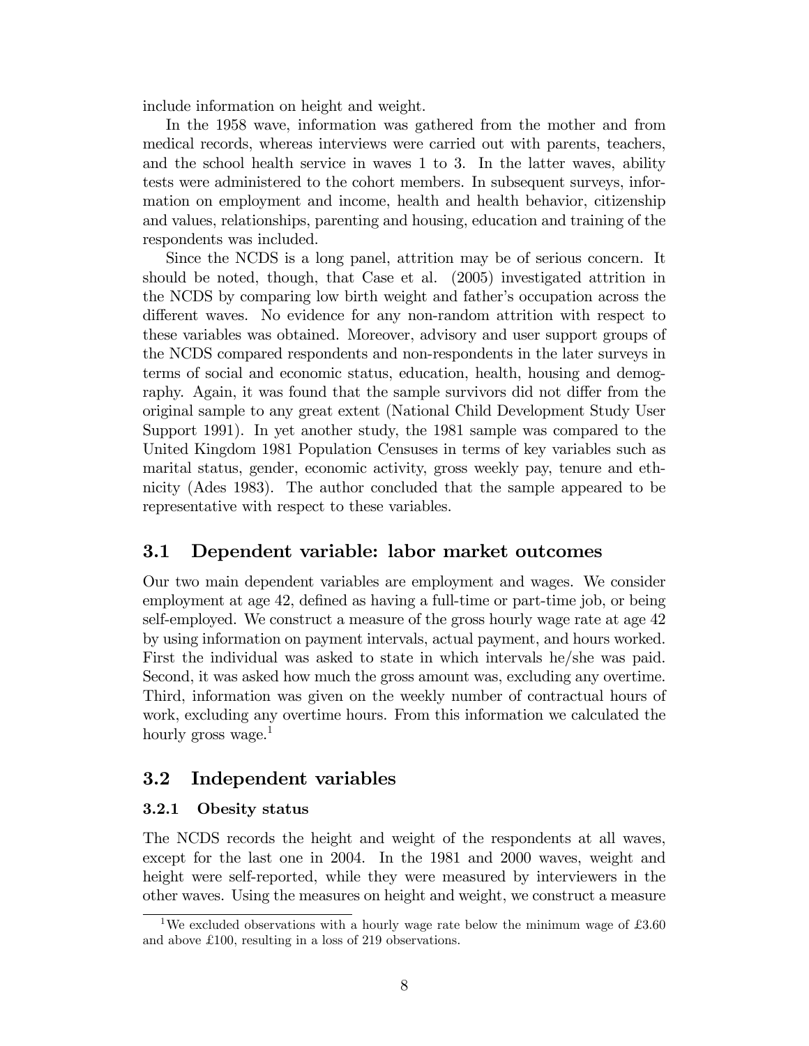include information on height and weight.

In the 1958 wave, information was gathered from the mother and from medical records, whereas interviews were carried out with parents, teachers, and the school health service in waves 1 to 3. In the latter waves, ability tests were administered to the cohort members. In subsequent surveys, information on employment and income, health and health behavior, citizenship and values, relationships, parenting and housing, education and training of the respondents was included.

Since the NCDS is a long panel, attrition may be of serious concern. It should be noted, though, that Case et al. (2005) investigated attrition in the NCDS by comparing low birth weight and father's occupation across the different waves. No evidence for any non-random attrition with respect to these variables was obtained. Moreover, advisory and user support groups of the NCDS compared respondents and non-respondents in the later surveys in terms of social and economic status, education, health, housing and demography. Again, it was found that the sample survivors did not differ from the original sample to any great extent (National Child Development Study User Support 1991). In yet another study, the 1981 sample was compared to the United Kingdom 1981 Population Censuses in terms of key variables such as marital status, gender, economic activity, gross weekly pay, tenure and ethnicity (Ades 1983). The author concluded that the sample appeared to be representative with respect to these variables.

## 3.1 Dependent variable: labor market outcomes

Our two main dependent variables are employment and wages. We consider employment at age 42, defined as having a full-time or part-time job, or being self-employed. We construct a measure of the gross hourly wage rate at age 42 by using information on payment intervals, actual payment, and hours worked. First the individual was asked to state in which intervals he/she was paid. Second, it was asked how much the gross amount was, excluding any overtime. Third, information was given on the weekly number of contractual hours of work, excluding any overtime hours. From this information we calculated the hourly gross wage.[1]

## 3.2 Independent variables

### 3.2.1 Obesity status

The NCDS records the height and weight of the respondents at all waves, except for the last one in 2004. In the 1981 and 2000 waves, weight and height were self-reported, while they were measured by interviewers in the other waves. Using the measures on height and weight, we construct a measure

[1] We excluded observations with a hourly wage rate below the minimum wage of £3.60 and above £100, resulting in a loss of 219 observations.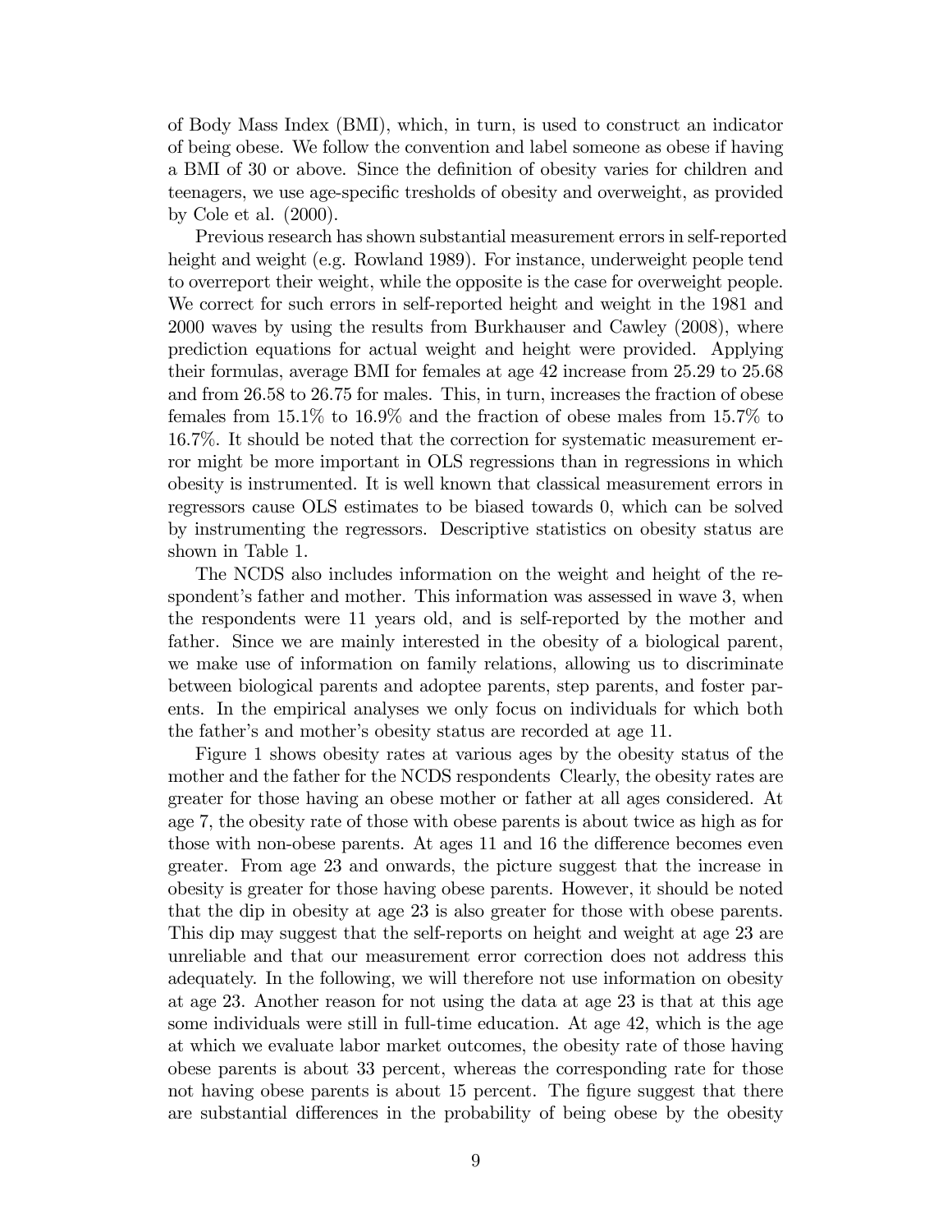of Body Mass Index (BMI), which, in turn, is used to construct an indicator of being obese. We follow the convention and label someone as obese if having a BMI of 30 or above. Since the definition of obesity varies for children and teenagers, we use age-specific tresholds of obesity and overweight, as provided by Cole et al. (2000).

Previous research has shown substantial measurement errors in self-reported height and weight (e.g. Rowland 1989). For instance, underweight people tend to overreport their weight, while the opposite is the case for overweight people. We correct for such errors in self-reported height and weight in the 1981 and 2000 waves by using the results from Burkhauser and Cawley (2008), where prediction equations for actual weight and height were provided. Applying their formulas, average BMI for females at age 42 increase from 25.29 to 25.68 and from 26.58 to 26.75 for males. This, in turn, increases the fraction of obese females from 15.1% to 16.9% and the fraction of obese males from 15.7% to 16.7%. It should be noted that the correction for systematic measurement error might be more important in OLS regressions than in regressions in which obesity is instrumented. It is well known that classical measurement errors in regressors cause OLS estimates to be biased towards 0, which can be solved by instrumenting the regressors. Descriptive statistics on obesity status are shown in Table 1.

The NCDS also includes information on the weight and height of the respondent's father and mother. This information was assessed in wave 3, when the respondents were 11 years old, and is self-reported by the mother and father. Since we are mainly interested in the obesity of a biological parent, we make use of information on family relations, allowing us to discriminate between biological parents and adoptee parents, step parents, and foster parents. In the empirical analyses we only focus on individuals for which both the father's and mother's obesity status are recorded at age 11.

Figure 1 shows obesity rates at various ages by the obesity status of the mother and the father for the NCDS respondents Clearly, the obesity rates are greater for those having an obese mother or father at all ages considered. At age 7, the obesity rate of those with obese parents is about twice as high as for those with non-obese parents. At ages 11 and 16 the difference becomes even greater. From age 23 and onwards, the picture suggest that the increase in obesity is greater for those having obese parents. However, it should be noted that the dip in obesity at age 23 is also greater for those with obese parents. This dip may suggest that the self-reports on height and weight at age 23 are unreliable and that our measurement error correction does not address this adequately. In the following, we will therefore not use information on obesity at age 23. Another reason for not using the data at age 23 is that at this age some individuals were still in full-time education. At age 42, which is the age at which we evaluate labor market outcomes, the obesity rate of those having obese parents is about 33 percent, whereas the corresponding rate for those not having obese parents is about 15 percent. The figure suggest that there are substantial differences in the probability of being obese by the obesity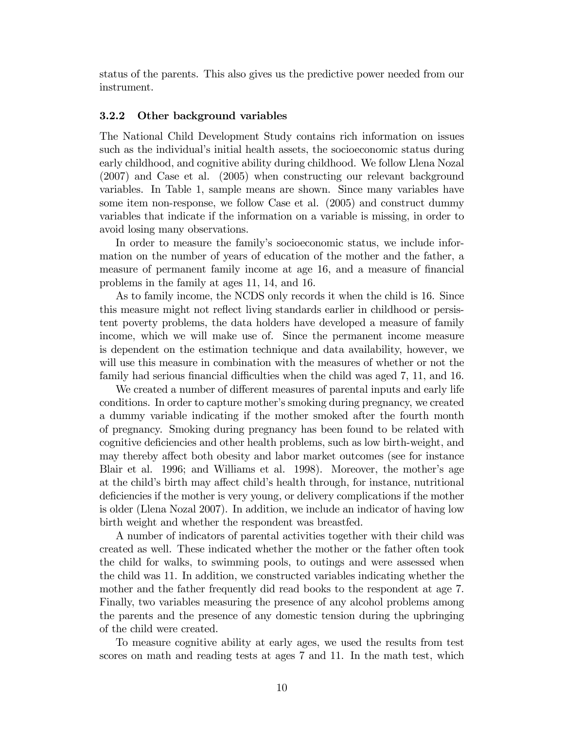status of the parents. This also gives us the predictive power needed from our instrument.

### 3.2.2 Other background variables

The National Child Development Study contains rich information on issues such as the individual's initial health assets, the socioeconomic status during early childhood, and cognitive ability during childhood. We follow Llena Nozal (2007) and Case et al. (2005) when constructing our relevant background variables. In Table 1, sample means are shown. Since many variables have some item non-response, we follow Case et al. (2005) and construct dummy variables that indicate if the information on a variable is missing, in order to avoid losing many observations.

In order to measure the family's socioeconomic status, we include information on the number of years of education of the mother and the father, a measure of permanent family income at age 16, and a measure of financial problems in the family at ages 11, 14, and 16.

As to family income, the NCDS only records it when the child is 16. Since this measure might not reflect living standards earlier in childhood or persistent poverty problems, the data holders have developed a measure of family income, which we will make use of. Since the permanent income measure is dependent on the estimation technique and data availability, however, we will use this measure in combination with the measures of whether or not the family had serious financial difficulties when the child was aged 7, 11, and 16.

We created a number of different measures of parental inputs and early life conditions. In order to capture mother's smoking during pregnancy, we created a dummy variable indicating if the mother smoked after the fourth month of pregnancy. Smoking during pregnancy has been found to be related with cognitive deficiencies and other health problems, such as low birth-weight, and may thereby affect both obesity and labor market outcomes (see for instance Blair et al. 1996; and Williams et al. 1998). Moreover, the mother's age at the child's birth may affect child's health through, for instance, nutritional deficiencies if the mother is very young, or delivery complications if the mother is older (Llena Nozal 2007). In addition, we include an indicator of having low birth weight and whether the respondent was breastfed.

A number of indicators of parental activities together with their child was created as well. These indicated whether the mother or the father often took the child for walks, to swimming pools, to outings and were assessed when the child was 11. In addition, we constructed variables indicating whether the mother and the father frequently did read books to the respondent at age 7. Finally, two variables measuring the presence of any alcohol problems among the parents and the presence of any domestic tension during the upbringing of the child were created.

To measure cognitive ability at early ages, we used the results from test scores on math and reading tests at ages 7 and 11. In the math test, which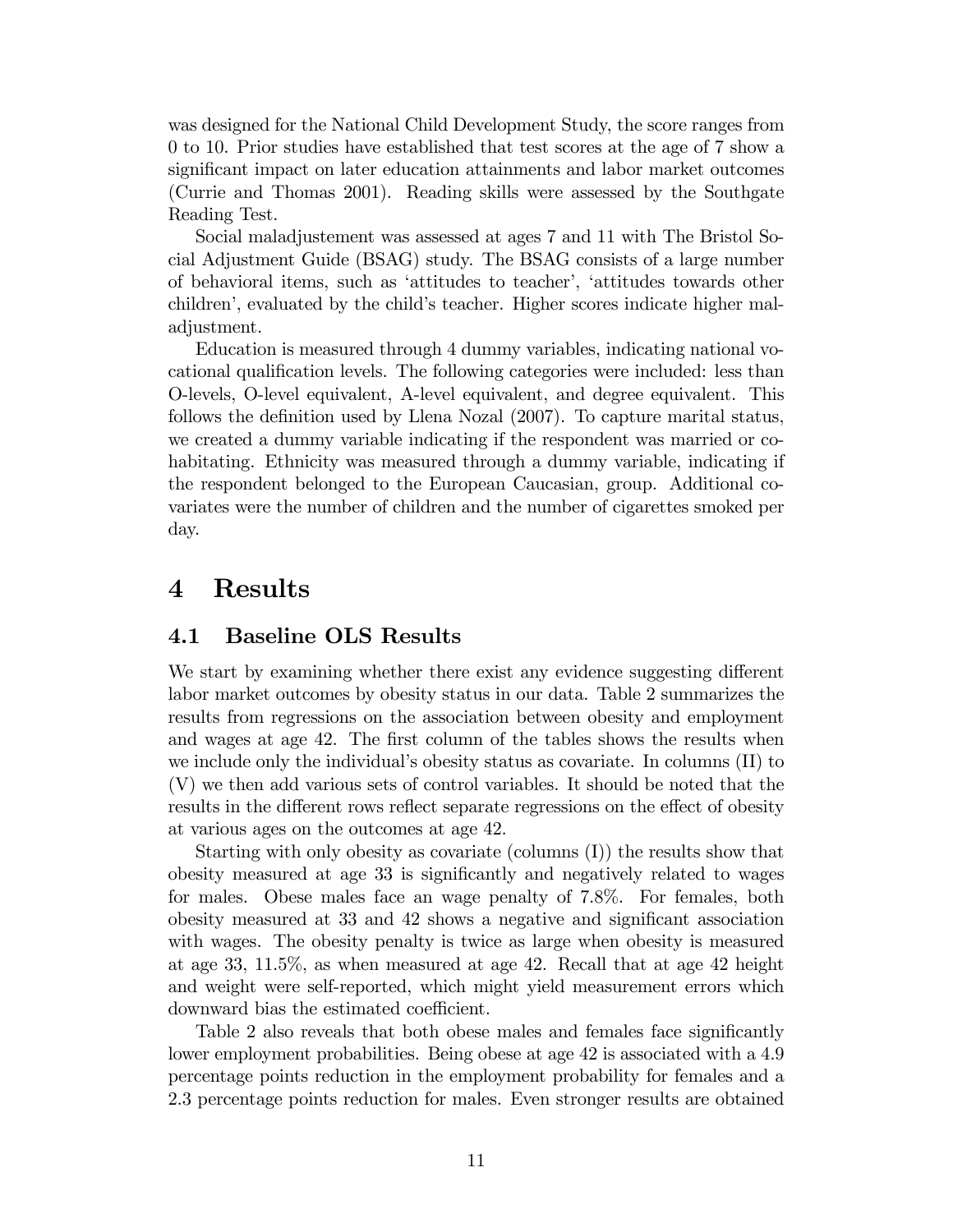was designed for the National Child Development Study, the score ranges from 0 to 10. Prior studies have established that test scores at the age of 7 show a significant impact on later education attainments and labor market outcomes (Currie and Thomas 2001). Reading skills were assessed by the Southgate Reading Test.

Social maladjustement was assessed at ages 7 and 11 with The Bristol Social Adjustment Guide (BSAG) study. The BSAG consists of a large number of behavioral items, such as 'attitudes to teacher', 'attitudes towards other children', evaluated by the child's teacher. Higher scores indicate higher maladjustment.

Education is measured through 4 dummy variables, indicating national vocational qualification levels. The following categories were included: less than O-levels, O-level equivalent, A-level equivalent, and degree equivalent. This follows the definition used by Llena Nozal (2007). To capture marital status, we created a dummy variable indicating if the respondent was married or cohabitating. Ethnicity was measured through a dummy variable, indicating if the respondent belonged to the European Caucasian, group. Additional covariates were the number of children and the number of cigarettes smoked per day.

# 4 Results

## 4.1 Baseline OLS Results

We start by examining whether there exist any evidence suggesting different labor market outcomes by obesity status in our data. Table 2 summarizes the results from regressions on the association between obesity and employment and wages at age 42. The first column of the tables shows the results when we include only the individual's obesity status as covariate. In columns (II) to (V) we then add various sets of control variables. It should be noted that the results in the different rows reflect separate regressions on the effect of obesity at various ages on the outcomes at age 42.

Starting with only obesity as covariate (columns (I)) the results show that obesity measured at age 33 is significantly and negatively related to wages for males. Obese males face an wage penalty of 7.8%. For females, both obesity measured at 33 and 42 shows a negative and significant association with wages. The obesity penalty is twice as large when obesity is measured at age 33, 11.5%, as when measured at age 42. Recall that at age 42 height and weight were self-reported, which might yield measurement errors which downward bias the estimated coefficient.

Table 2 also reveals that both obese males and females face significantly lower employment probabilities. Being obese at age 42 is associated with a 4.9 percentage points reduction in the employment probability for females and a 2.3 percentage points reduction for males. Even stronger results are obtained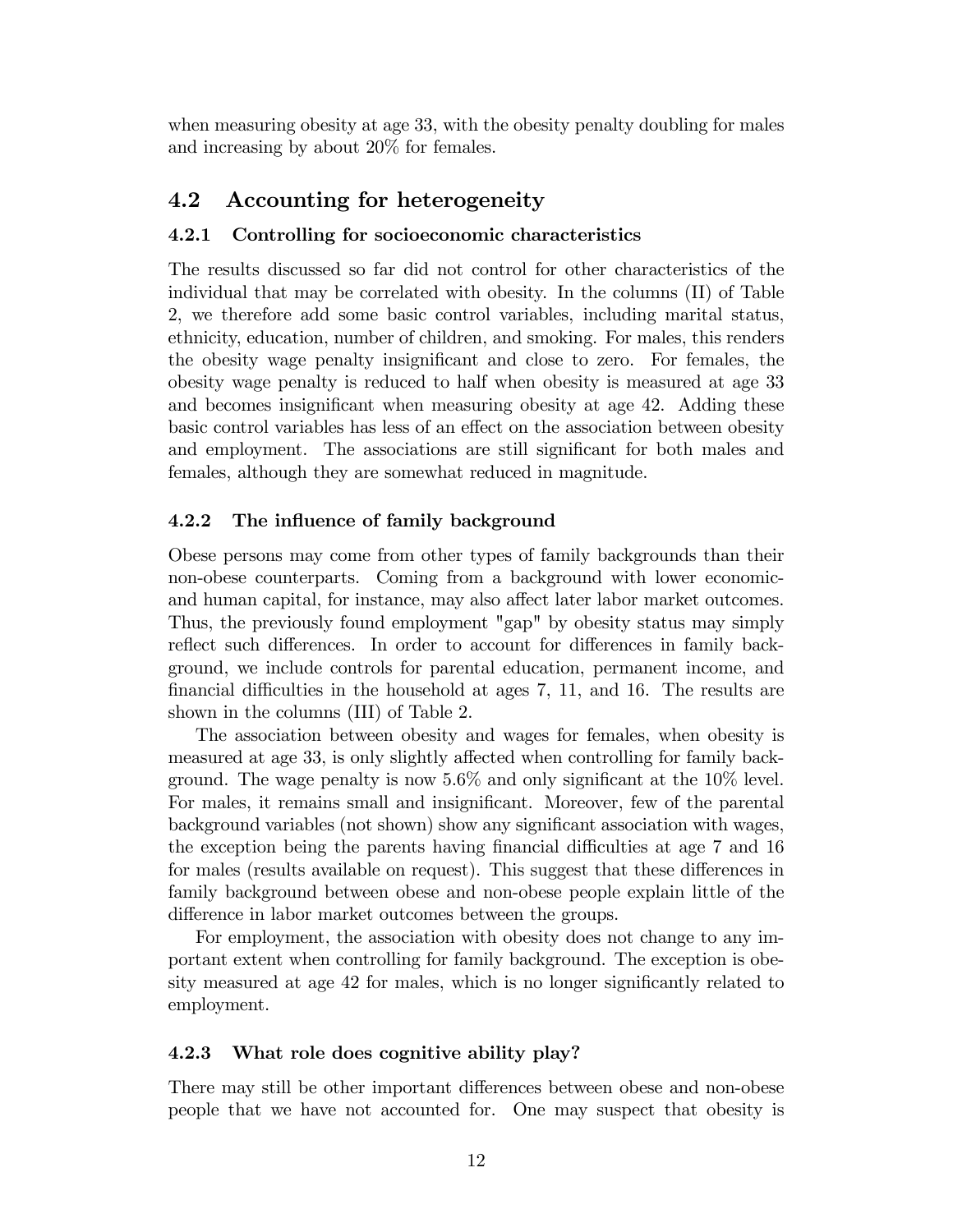when measuring obesity at age 33, with the obesity penalty doubling for males and increasing by about 20% for females.

## 4.2 Accounting for heterogeneity

### 4.2.1 Controlling for socioeconomic characteristics

The results discussed so far did not control for other characteristics of the individual that may be correlated with obesity. In the columns (II) of Table 2, we therefore add some basic control variables, including marital status, ethnicity, education, number of children, and smoking. For males, this renders the obesity wage penalty insignificant and close to zero. For females, the obesity wage penalty is reduced to half when obesity is measured at age 33 and becomes insignificant when measuring obesity at age 42. Adding these basic control variables has less of an effect on the association between obesity and employment. The associations are still significant for both males and females, although they are somewhat reduced in magnitude.

### 4.2.2 The influence of family background

Obese persons may come from other types of family backgrounds than their non-obese counterparts. Coming from a background with lower economic- and human capital, for instance, may also affect later labor market outcomes. Thus, the previously found employment "gap" by obesity status may simply reflect such differences. In order to account for differences in family background, we include controls for parental education, permanent income, and financial difficulties in the household at ages 7, 11, and 16. The results are shown in the columns (III) of Table 2.

The association between obesity and wages for females, when obesity is measured at age 33, is only slightly affected when controlling for family background. The wage penalty is now 5.6% and only significant at the 10% level. For males, it remains small and insignificant. Moreover, few of the parental background variables (not shown) show any significant association with wages, the exception being the parents having financial difficulties at age 7 and 16 for males (results available on request). This suggest that these differences in family background between obese and non-obese people explain little of the difference in labor market outcomes between the groups.

For employment, the association with obesity does not change to any important extent when controlling for family background. The exception is obesity measured at age 42 for males, which is no longer significantly related to employment.

### 4.2.3 What role does cognitive ability play?

There may still be other important differences between obese and non-obese people that we have not accounted for. One may suspect that obesity is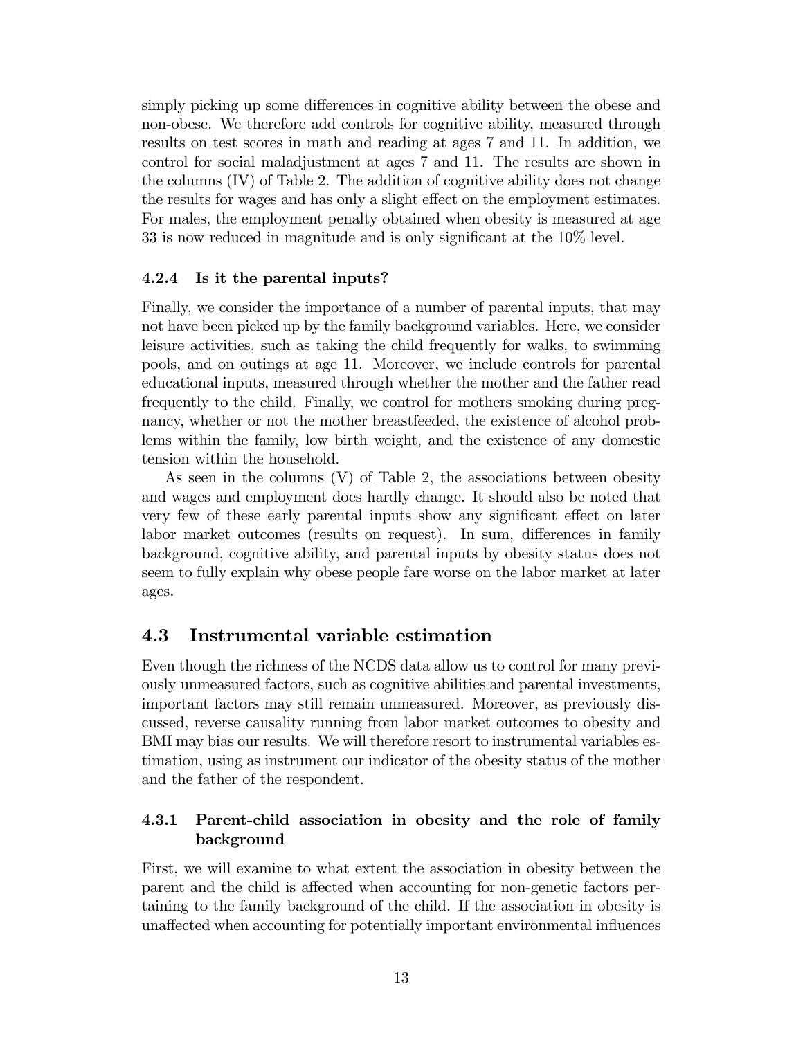simply picking up some differences in cognitive ability between the obese and non-obese. We therefore add controls for cognitive ability, measured through results on test scores in math and reading at ages 7 and 11. In addition, we control for social maladjustment at ages 7 and 11. The results are shown in the columns (IV) of Table 2. The addition of cognitive ability does not change the results for wages and has only a slight effect on the employment estimates. For males, the employment penalty obtained when obesity is measured at age 33 is now reduced in magnitude and is only significant at the 10% level.

#### 4.2.4 Is it the parental inputs?

Finally, we consider the importance of a number of parental inputs, that may not have been picked up by the family background variables. Here, we consider leisure activities, such as taking the child frequently for walks, to swimming pools, and on outings at age 11. Moreover, we include controls for parental educational inputs, measured through whether the mother and the father read frequently to the child. Finally, we control for mothers smoking during pregnancy, whether or not the mother breastfeeded, the existence of alcohol problems within the family, low birth weight, and the existence of any domestic tension within the household.

As seen in the columns (V) of Table 2, the associations between obesity and wages and employment does hardly change. It should also be noted that very few of these early parental inputs show any significant effect on later labor market outcomes (results on request). In sum, differences in family background, cognitive ability, and parental inputs by obesity status does not seem to fully explain why obese people fare worse on the labor market at later ages.

## 4.3 Instrumental variable estimation

Even though the richness of the NCDS data allow us to control for many previously unmeasured factors, such as cognitive abilities and parental investments, important factors may still remain unmeasured. Moreover, as previously discussed, reverse causality running from labor market outcomes to obesity and BMI may bias our results. We will therefore resort to instrumental variables estimation, using as instrument our indicator of the obesity status of the mother and the father of the respondent.

#### 4.3.1 Parent-child association in obesity and the role of family background

First, we will examine to what extent the association in obesity between the parent and the child is affected when accounting for non-genetic factors pertaining to the family background of the child. If the association in obesity is unaffected when accounting for potentially important environmental influences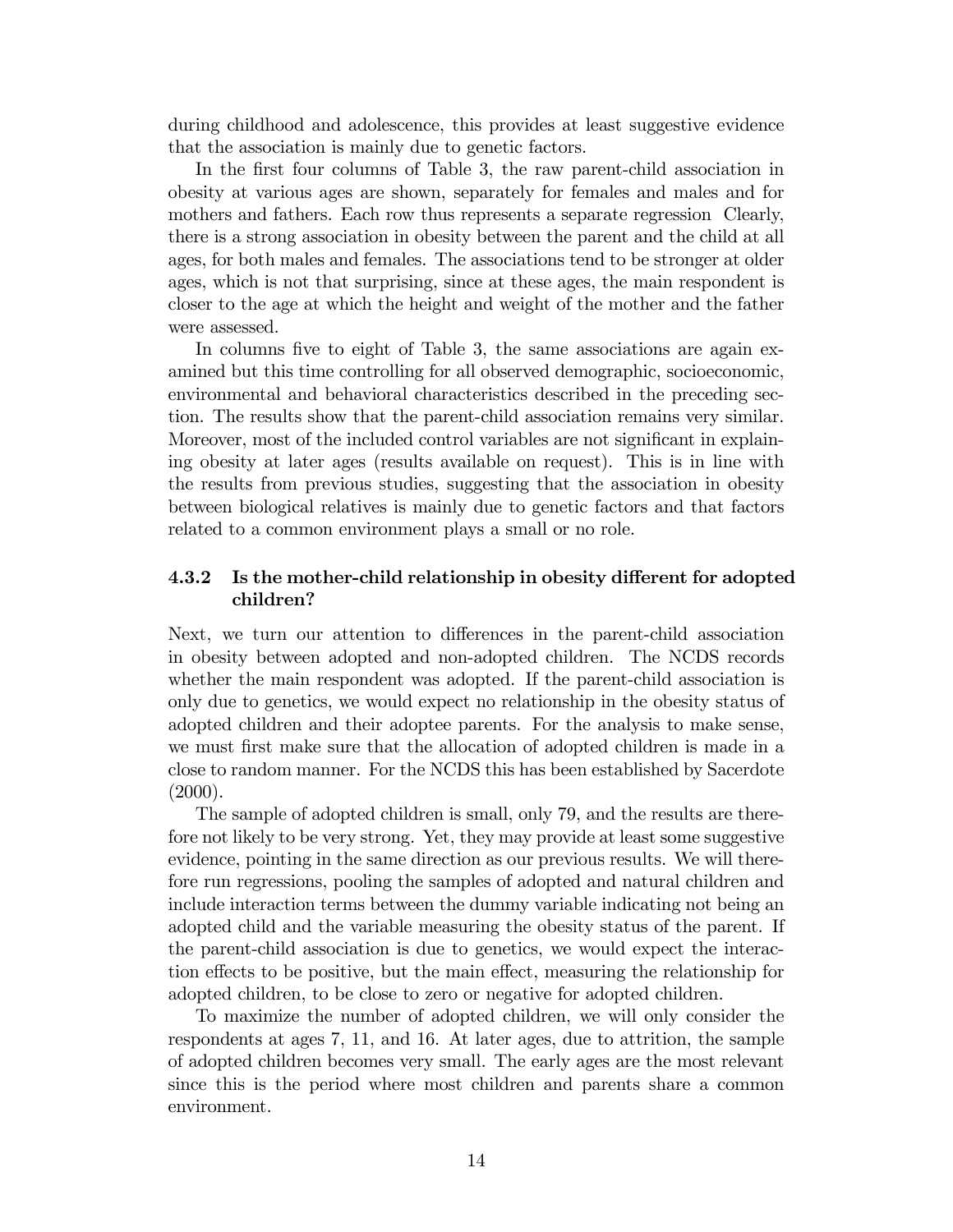during childhood and adolescence, this provides at least suggestive evidence that the association is mainly due to genetic factors.

In the first four columns of Table 3, the raw parent-child association in obesity at various ages are shown, separately for females and males and for mothers and fathers. Each row thus represents a separate regression Clearly, there is a strong association in obesity between the parent and the child at all ages, for both males and females. The associations tend to be stronger at older ages, which is not that surprising, since at these ages, the main respondent is closer to the age at which the height and weight of the mother and the father were assessed.

In columns five to eight of Table 3, the same associations are again examined but this time controlling for all observed demographic, socioeconomic, environmental and behavioral characteristics described in the preceding section. The results show that the parent-child association remains very similar. Moreover, most of the included control variables are not significant in explaining obesity at later ages (results available on request). This is in line with the results from previous studies, suggesting that the association in obesity between biological relatives is mainly due to genetic factors and that factors related to a common environment plays a small or no role.

### 4.3.2 Is the mother-child relationship in obesity different for adopted children?

Next, we turn our attention to differences in the parent-child association in obesity between adopted and non-adopted children. The NCDS records whether the main respondent was adopted. If the parent-child association is only due to genetics, we would expect no relationship in the obesity status of adopted children and their adoptee parents. For the analysis to make sense, we must first make sure that the allocation of adopted children is made in a close to random manner. For the NCDS this has been established by Sacerdote (2000).

The sample of adopted children is small, only 79, and the results are therefore not likely to be very strong. Yet, they may provide at least some suggestive evidence, pointing in the same direction as our previous results. We will therefore run regressions, pooling the samples of adopted and natural children and include interaction terms between the dummy variable indicating not being an adopted child and the variable measuring the obesity status of the parent. If the parent-child association is due to genetics, we would expect the interaction effects to be positive, but the main effect, measuring the relationship for adopted children, to be close to zero or negative for adopted children.

To maximize the number of adopted children, we will only consider the respondents at ages 7, 11, and 16. At later ages, due to attrition, the sample of adopted children becomes very small. The early ages are the most relevant since this is the period where most children and parents share a common environment.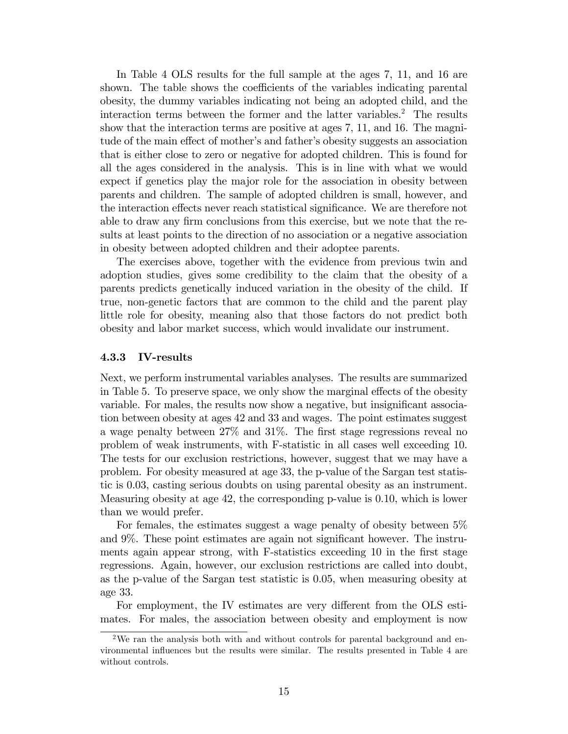In Table 4 OLS results for the full sample at the ages 7, 11, and 16 are shown. The table shows the coefficients of the variables indicating parental obesity, the dummy variables indicating not being an adopted child, and the interaction terms between the former and the latter variables.[2] The results show that the interaction terms are positive at ages 7, 11, and 16. The magnitude of the main effect of mother's and father's obesity suggests an association that is either close to zero or negative for adopted children. This is found for all the ages considered in the analysis. This is in line with what we would expect if genetics play the major role for the association in obesity between parents and children. The sample of adopted children is small, however, and the interaction effects never reach statistical significance. We are therefore not able to draw any firm conclusions from this exercise, but we note that the results at least points to the direction of no association or a negative association in obesity between adopted children and their adoptee parents.

The exercises above, together with the evidence from previous twin and adoption studies, gives some credibility to the claim that the obesity of a parents predicts genetically induced variation in the obesity of the child. If true, non-genetic factors that are common to the child and the parent play little role for obesity, meaning also that those factors do not predict both obesity and labor market success, which would invalidate our instrument.

### 4.3.3 IV-results

Next, we perform instrumental variables analyses. The results are summarized in Table 5. To preserve space, we only show the marginal effects of the obesity variable. For males, the results now show a negative, but insignificant association between obesity at ages 42 and 33 and wages. The point estimates suggest a wage penalty between 27% and 31%. The first stage regressions reveal no problem of weak instruments, with F-statistic in all cases well exceeding 10. The tests for our exclusion restrictions, however, suggest that we may have a problem. For obesity measured at age 33, the p-value of the Sargan test statistic is 0.03, casting serious doubts on using parental obesity as an instrument. Measuring obesity at age 42, the corresponding p-value is 0.10, which is lower than we would prefer.

For females, the estimates suggest a wage penalty of obesity between 5% and 9%. These point estimates are again not significant however. The instruments again appear strong, with F-statistics exceeding 10 in the first stage regressions. Again, however, our exclusion restrictions are called into doubt, as the p-value of the Sargan test statistic is 0.05, when measuring obesity at age 33.

For employment, the IV estimates are very different from the OLS estimates. For males, the association between obesity and employment is now

[2] We ran the analysis both with and without controls for parental background and environmental influences but the results were similar. The results presented in Table 4 are without controls.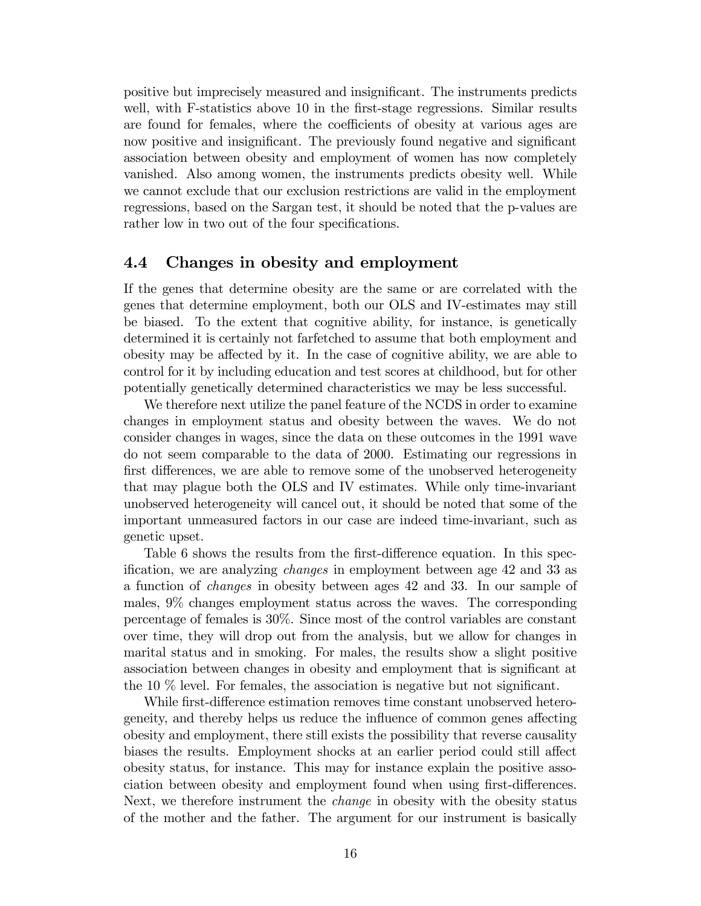positive but imprecisely measured and insignificant. The instruments predicts well, with F-statistics above 10 in the first-stage regressions. Similar results are found for females, where the coefficients of obesity at various ages are now positive and insignificant. The previously found negative and significant association between obesity and employment of women has now completely vanished. Also among women, the instruments predicts obesity well. While we cannot exclude that our exclusion restrictions are valid in the employment regressions, based on the Sargan test, it should be noted that the p-values are rather low in two out of the four specifications.

### 4.4 Changes in obesity and employment

If the genes that determine obesity are the same or are correlated with the genes that determine employment, both our OLS and IV-estimates may still be biased. To the extent that cognitive ability, for instance, is genetically determined it is certainly not farfetched to assume that both employment and obesity may be affected by it. In the case of cognitive ability, we are able to control for it by including education and test scores at childhood, but for other potentially genetically determined characteristics we may be less successful.

We therefore next utilize the panel feature of the NCDS in order to examine changes in employment status and obesity between the waves. We do not consider changes in wages, since the data on these outcomes in the 1991 wave do not seem comparable to the data of 2000. Estimating our regressions in first differences, we are able to remove some of the unobserved heterogeneity that may plague both the OLS and IV estimates. While only time-invariant unobserved heterogeneity will cancel out, it should be noted that some of the important unmeasured factors in our case are indeed time-invariant, such as genetic upset.

Table 6 shows the results from the first-difference equation. In this specification, we are analyzing *changes* in employment between age 42 and 33 as a function of *changes* in obesity between ages 42 and 33. In our sample of males, 9% changes employment status across the waves. The corresponding percentage of females is 30%. Since most of the control variables are constant over time, they will drop out from the analysis, but we allow for changes in marital status and in smoking. For males, the results show a slight positive association between changes in obesity and employment that is significant at the 10 % level. For females, the association is negative but not significant.

While first-difference estimation removes time constant unobserved heterogeneity, and thereby helps us reduce the influence of common genes affecting obesity and employment, there still exists the possibility that reverse causality biases the results. Employment shocks at an earlier period could still affect obesity status, for instance. This may for instance explain the positive association between obesity and employment found when using first-differences. Next, we therefore instrument the *change* in obesity with the obesity status of the mother and the father. The argument for our instrument is basically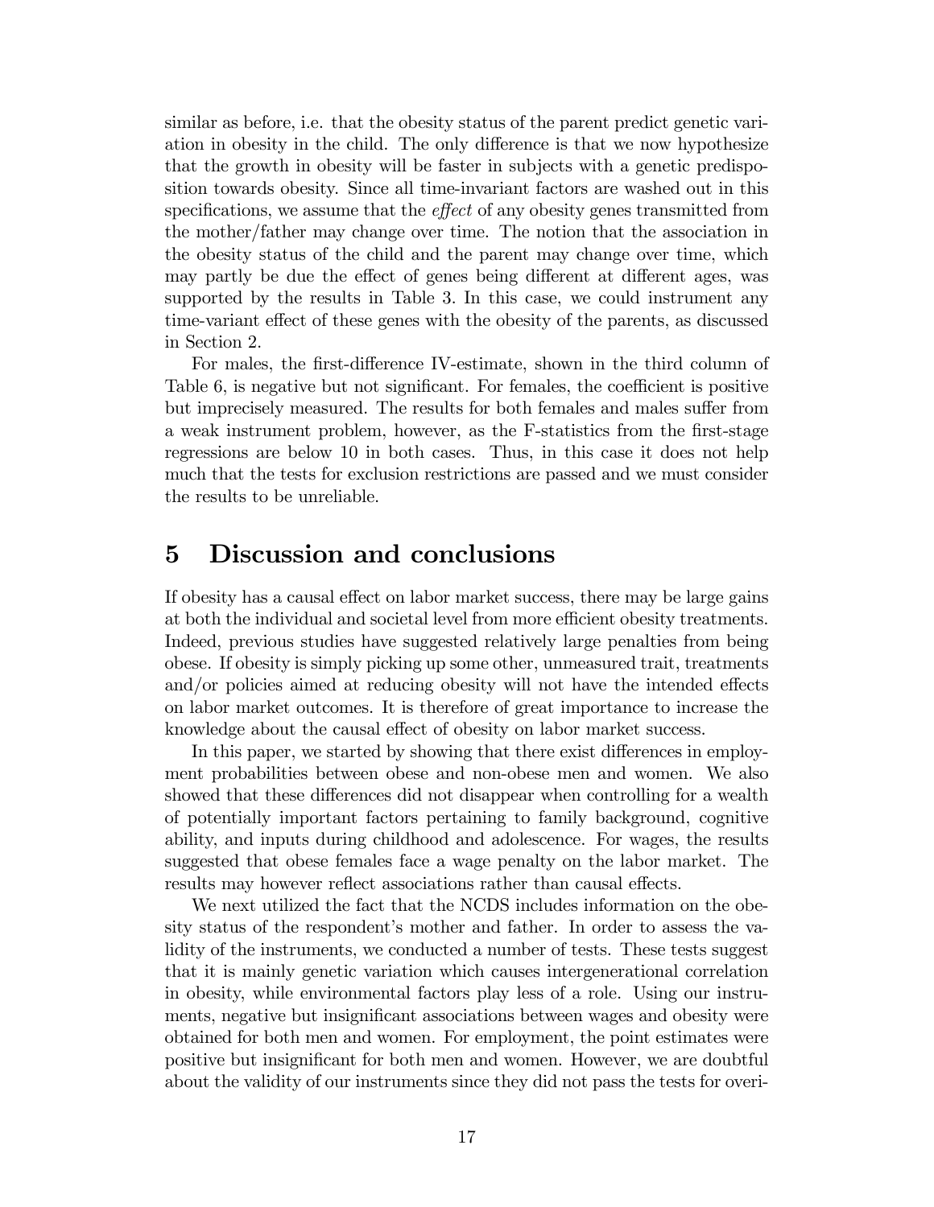similar as before, i.e. that the obesity status of the parent predict genetic variation in obesity in the child. The only difference is that we now hypothesize that the growth in obesity will be faster in subjects with a genetic predisposition towards obesity. Since all time-invariant factors are washed out in this specifications, we assume that the *effect* of any obesity genes transmitted from the mother/father may change over time. The notion that the association in the obesity status of the child and the parent may change over time, which may partly be due the effect of genes being different at different ages, was supported by the results in Table 3. In this case, we could instrument any time-variant effect of these genes with the obesity of the parents, as discussed in Section 2.

For males, the first-difference IV-estimate, shown in the third column of Table 6, is negative but not significant. For females, the coefficient is positive but imprecisely measured. The results for both females and males suffer from a weak instrument problem, however, as the F-statistics from the first-stage regressions are below 10 in both cases. Thus, in this case it does not help much that the tests for exclusion restrictions are passed and we must consider the results to be unreliable.

# 5 Discussion and conclusions

If obesity has a causal effect on labor market success, there may be large gains at both the individual and societal level from more efficient obesity treatments. Indeed, previous studies have suggested relatively large penalties from being obese. If obesity is simply picking up some other, unmeasured trait, treatments and/or policies aimed at reducing obesity will not have the intended effects on labor market outcomes. It is therefore of great importance to increase the knowledge about the causal effect of obesity on labor market success.

In this paper, we started by showing that there exist differences in employment probabilities between obese and non-obese men and women. We also showed that these differences did not disappear when controlling for a wealth of potentially important factors pertaining to family background, cognitive ability, and inputs during childhood and adolescence. For wages, the results suggested that obese females face a wage penalty on the labor market. The results may however reflect associations rather than causal effects.

We next utilized the fact that the NCDS includes information on the obesity status of the respondent's mother and father. In order to assess the validity of the instruments, we conducted a number of tests. These tests suggest that it is mainly genetic variation which causes intergenerational correlation in obesity, while environmental factors play less of a role. Using our instruments, negative but insignificant associations between wages and obesity were obtained for both men and women. For employment, the point estimates were positive but insignificant for both men and women. However, we are doubtful about the validity of our instruments since they did not pass the tests for overi-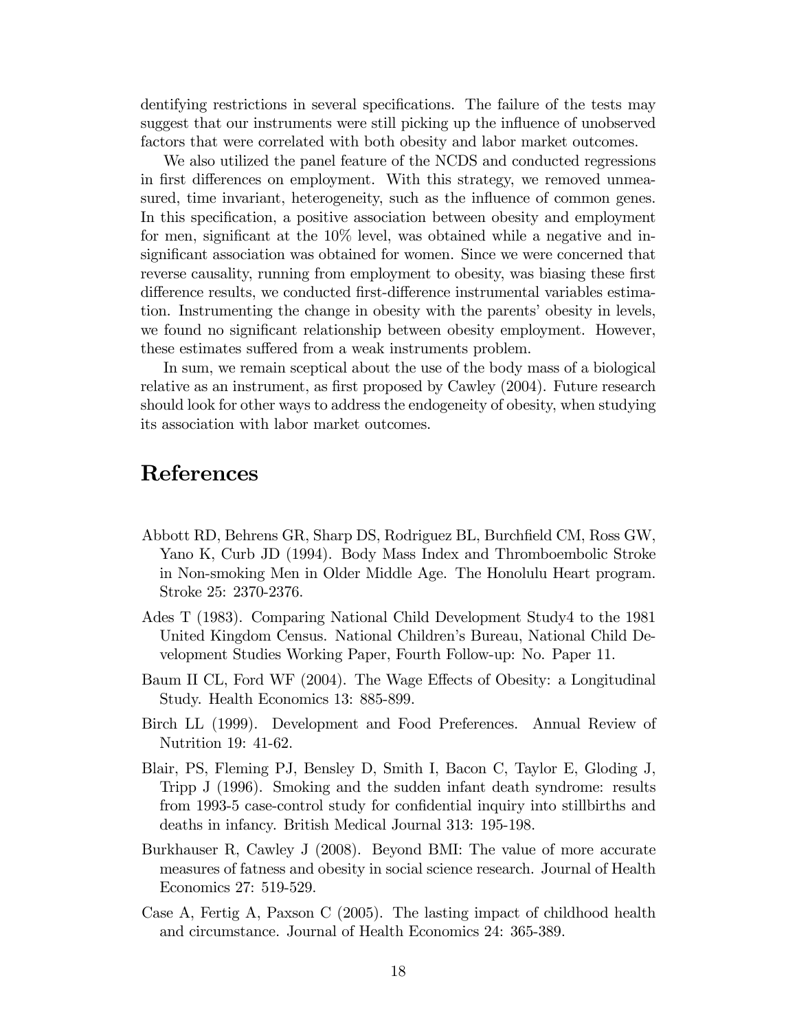dentifying restrictions in several specifications. The failure of the tests may suggest that our instruments were still picking up the influence of unobserved factors that were correlated with both obesity and labor market outcomes.

We also utilized the panel feature of the NCDS and conducted regressions in first differences on employment. With this strategy, we removed unmeasured, time invariant, heterogeneity, such as the influence of common genes. In this specification, a positive association between obesity and employment for men, significant at the 10% level, was obtained while a negative and insignificant association was obtained for women. Since we were concerned that reverse causality, running from employment to obesity, was biasing these first difference results, we conducted first-difference instrumental variables estimation. Instrumenting the change in obesity with the parents' obesity in levels, we found no significant relationship between obesity employment. However, these estimates suffered from a weak instruments problem.

In sum, we remain sceptical about the use of the body mass of a biological relative as an instrument, as first proposed by Cawley (2004). Future research should look for other ways to address the endogeneity of obesity, when studying its association with labor market outcomes.

# References

Abbott RD, Behrens GR, Sharp DS, Rodriguez BL, Burchfield CM, Ross GW, Yano K, Curb JD (1994). Body Mass Index and Thromboembolic Stroke in Non-smoking Men in Older Middle Age. The Honolulu Heart program. Stroke 25: 2370-2376.

Ades T (1983). Comparing National Child Development Study4 to the 1981 United Kingdom Census. National Children's Bureau, National Child Development Studies Working Paper, Fourth Follow-up: No. Paper 11.

Baum II CL, Ford WF (2004). The Wage Effects of Obesity: a Longitudinal Study. Health Economics 13: 885-899.

Birch LL (1999). Development and Food Preferences. Annual Review of Nutrition 19: 41-62.

Blair, PS, Fleming PJ, Bensley D, Smith I, Bacon C, Taylor E, Gloding J, Tripp J (1996). Smoking and the sudden infant death syndrome: results from 1993-5 case-control study for confidential inquiry into stillbirths and deaths in infancy. British Medical Journal 313: 195-198.

Burkhauser R, Cawley J (2008). Beyond BMI: The value of more accurate measures of fatness and obesity in social science research. Journal of Health Economics 27: 519-529.

Case A, Fertig A, Paxson C (2005). The lasting impact of childhood health and circumstance. Journal of Health Economics 24: 365-389.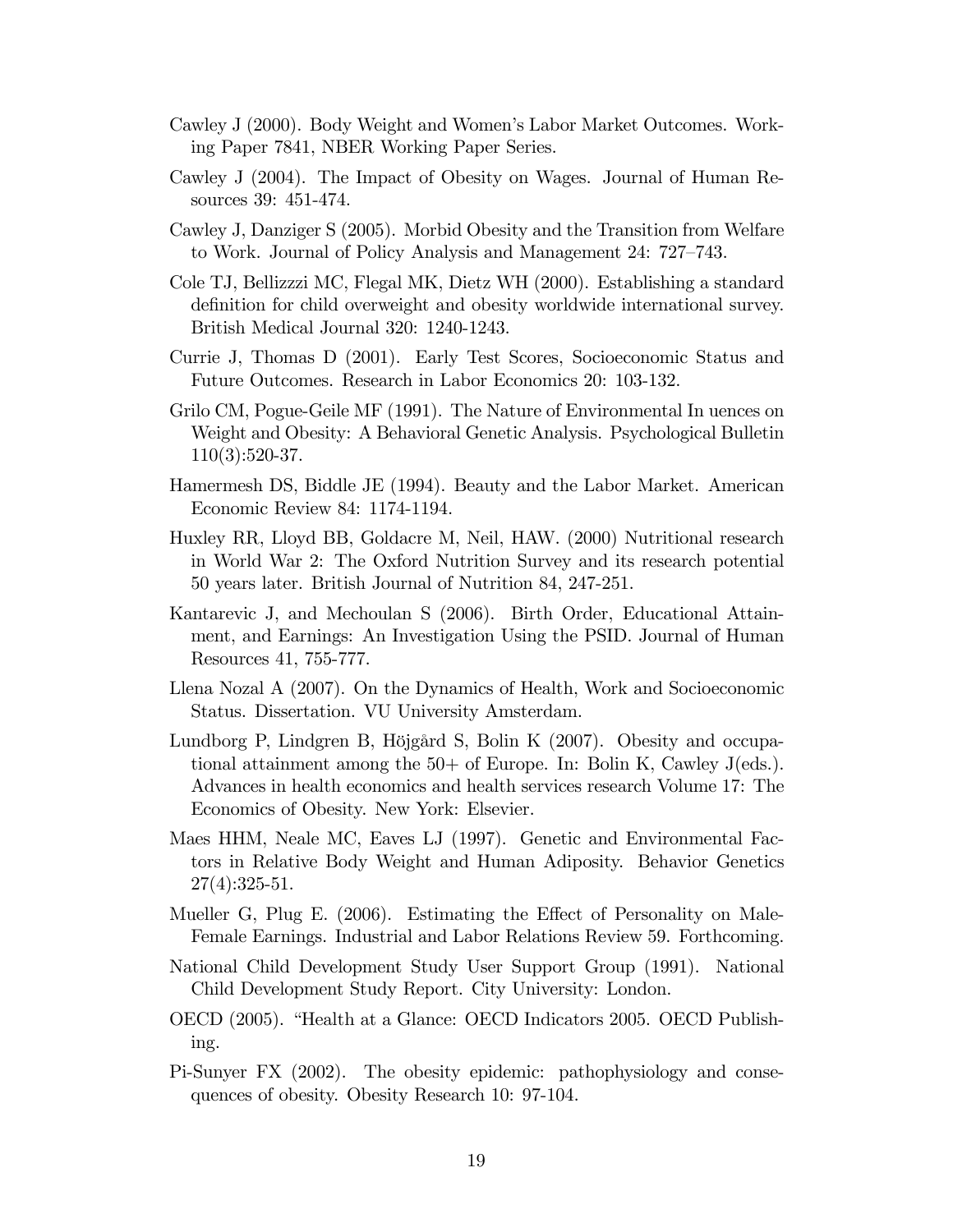Cawley J (2000). Body Weight and Women's Labor Market Outcomes. Working Paper 7841, NBER Working Paper Series.

Cawley J (2004). The Impact of Obesity on Wages. Journal of Human Resources 39: 451-474.

Cawley J, Danziger S (2005). Morbid Obesity and the Transition from Welfare to Work. Journal of Policy Analysis and Management 24: 727–743.

Cole TJ, Bellizzzi MC, Flegal MK, Dietz WH (2000). Establishing a standard definition for child overweight and obesity worldwide international survey. British Medical Journal 320: 1240-1243.

Currie J, Thomas D (2001). Early Test Scores, Socioeconomic Status and Future Outcomes. Research in Labor Economics 20: 103-132.

Grilo CM, Pogue-Geile MF (1991). The Nature of Environmental In uences on Weight and Obesity: A Behavioral Genetic Analysis. Psychological Bulletin 110(3):520-37.

Hamermesh DS, Biddle JE (1994). Beauty and the Labor Market. American Economic Review 84: 1174-1194.

Huxley RR, Lloyd BB, Goldacre M, Neil, HAW. (2000) Nutritional research in World War 2: The Oxford Nutrition Survey and its research potential 50 years later. British Journal of Nutrition 84, 247-251.

Kantarevic J, and Mechoulan S (2006). Birth Order, Educational Attainment, and Earnings: An Investigation Using the PSID. Journal of Human Resources 41, 755-777.

Llena Nozal A (2007). On the Dynamics of Health, Work and Socioeconomic Status. Dissertation. VU University Amsterdam.

Lundborg P, Lindgren B, Höjgård S, Bolin K (2007). Obesity and occupational attainment among the 50+ of Europe. In: Bolin K, Cawley J(eds.). Advances in health economics and health services research Volume 17: The Economics of Obesity. New York: Elsevier.

Maes HHM, Neale MC, Eaves LJ (1997). Genetic and Environmental Factors in Relative Body Weight and Human Adiposity. Behavior Genetics 27(4):325-51.

Mueller G, Plug E. (2006). Estimating the Effect of Personality on Male-Female Earnings. Industrial and Labor Relations Review 59. Forthcoming.

National Child Development Study User Support Group (1991). National Child Development Study Report. City University: London.

OECD (2005). "Health at a Glance: OECD Indicators 2005. OECD Publishing.

Pi-Sunyer FX (2002). The obesity epidemic: pathophysiology and consequences of obesity. Obesity Research 10: 97-104.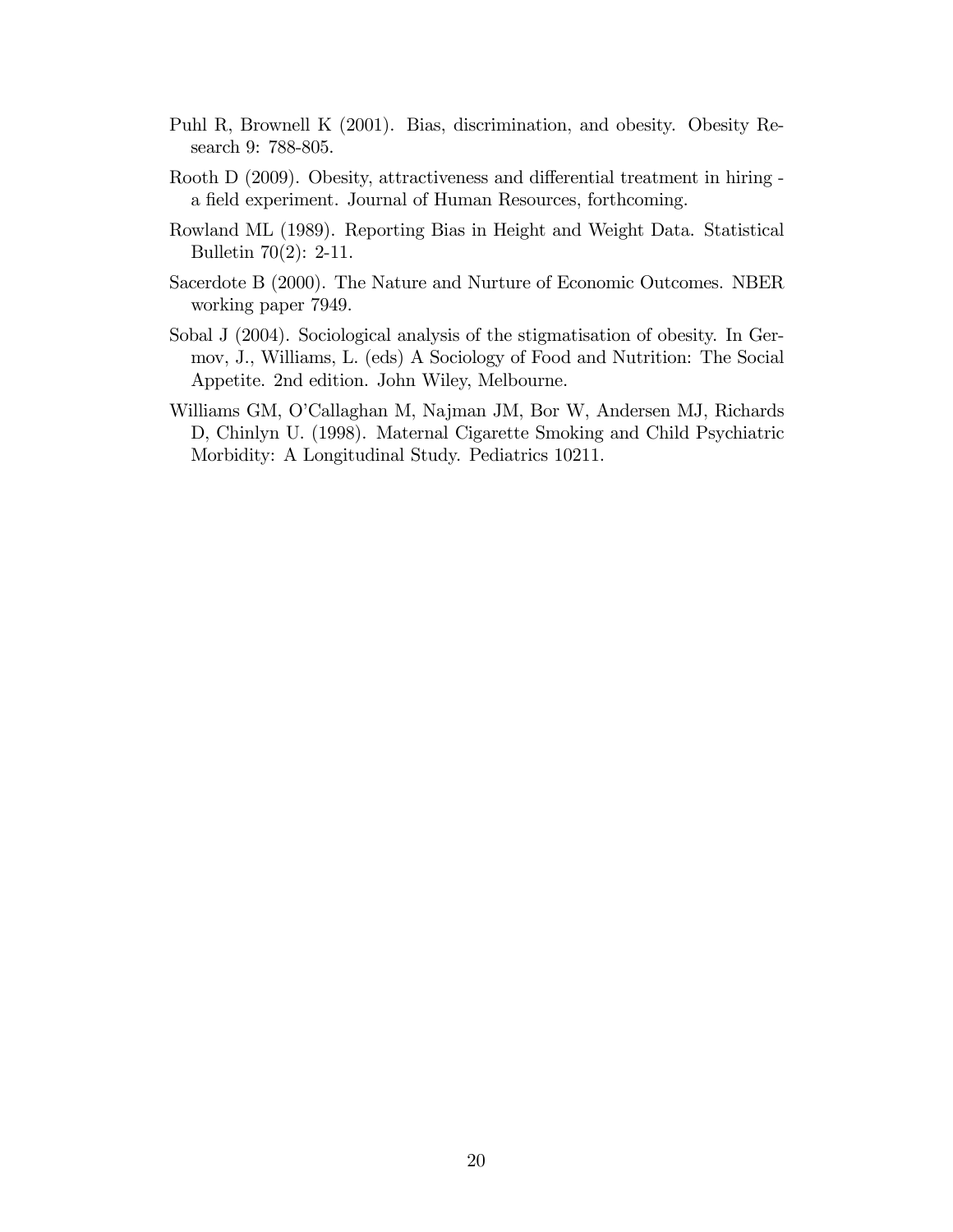Puhl R, Brownell K (2001). Bias, discrimination, and obesity. Obesity Research 9: 788-805.

Rooth D (2009). Obesity, attractiveness and differential treatment in hiring - a field experiment. Journal of Human Resources, forthcoming.

Rowland ML (1989). Reporting Bias in Height and Weight Data. Statistical Bulletin 70(2): 2-11.

Sacerdote B (2000). The Nature and Nurture of Economic Outcomes. NBER working paper 7949.

Sobal J (2004). Sociological analysis of the stigmatisation of obesity. In Germov, J., Williams, L. (eds) A Sociology of Food and Nutrition: The Social Appetite. 2nd edition. John Wiley, Melbourne.

Williams GM, O'Callaghan M, Najman JM, Bor W, Andersen MJ, Richards D, Chinlyn U. (1998). Maternal Cigarette Smoking and Child Psychiatric Morbidity: A Longitudinal Study. Pediatrics 10211.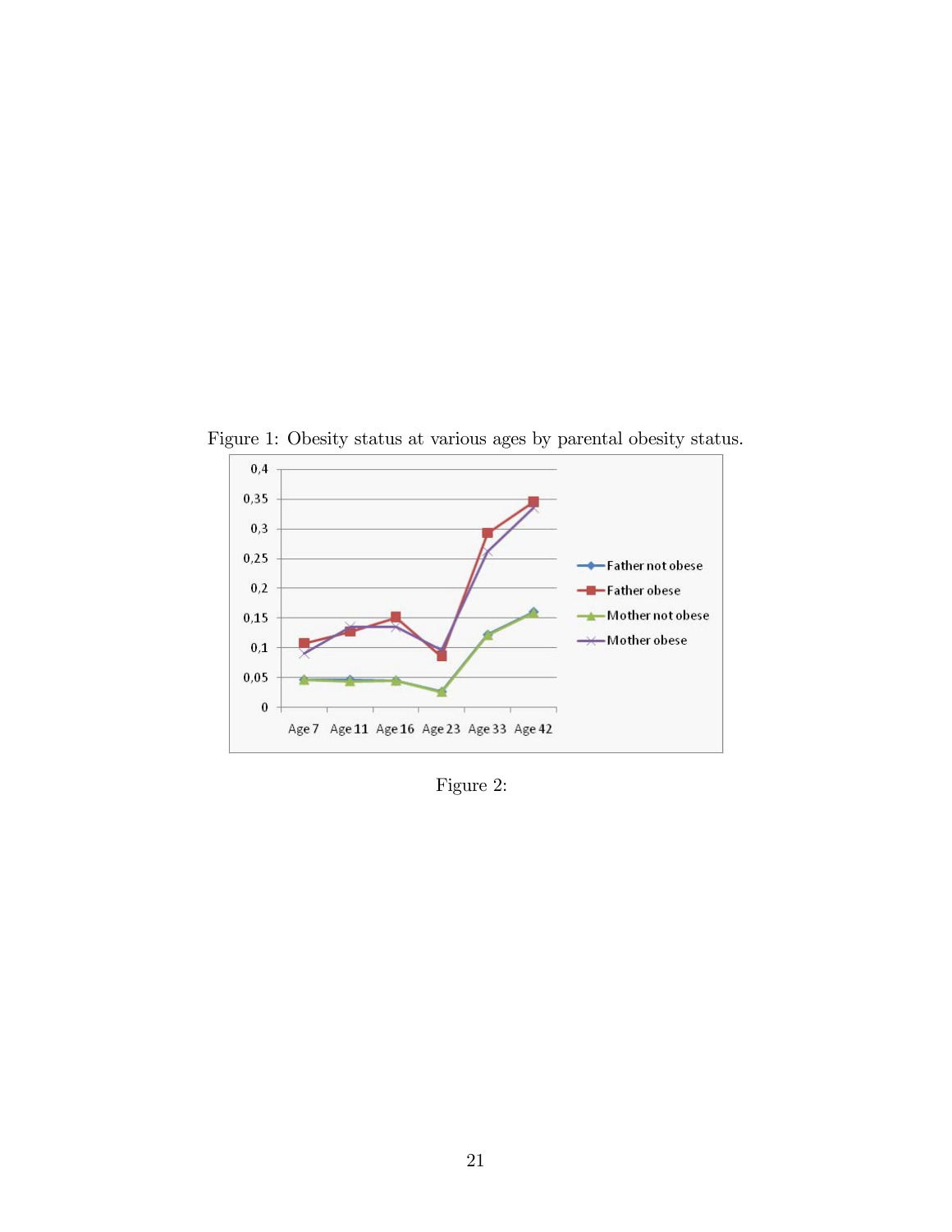Figure 1: Obesity status at various ages by parental obesity status.

Figure 2: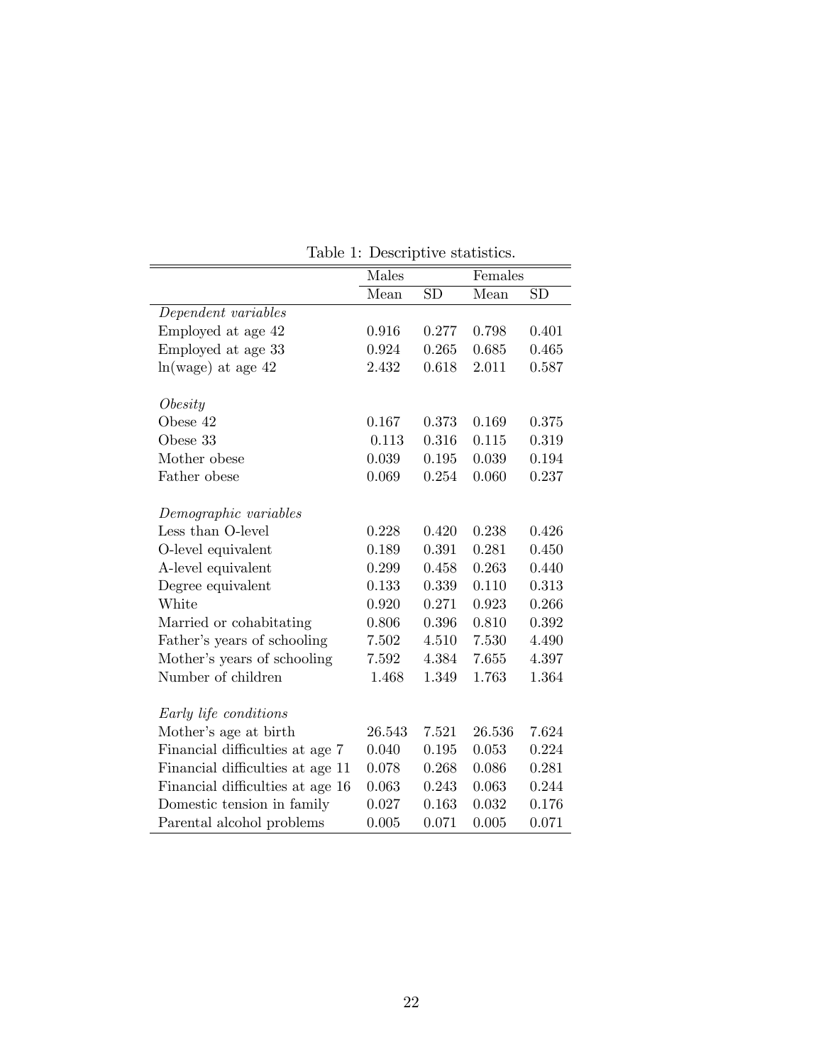Table 1: Descriptive statistics.

| | Males | | Females | |
|---|---|---|---|---|
| | Mean | SD | Mean | SD |
| *Dependent variables* | | | | |
| Employed at age 42 | 0.916 | 0.277 | 0.798 | 0.401 |
| Employed at age 33 | 0.924 | 0.265 | 0.685 | 0.465 |
| ln(wage) at age 42 | 2.432 | 0.618 | 2.011 | 0.587 |
| *Obesity* | | | | |
| Obese 42 | 0.167 | 0.373 | 0.169 | 0.375 |
| Obese 33 | 0.113 | 0.316 | 0.115 | 0.319 |
| Mother obese | 0.039 | 0.195 | 0.039 | 0.194 |
| Father obese | 0.069 | 0.254 | 0.060 | 0.237 |
| *Demographic variables* | | | | |
| Less than O-level | 0.228 | 0.420 | 0.238 | 0.426 |
| O-level equivalent | 0.189 | 0.391 | 0.281 | 0.450 |
| A-level equivalent | 0.299 | 0.458 | 0.263 | 0.440 |
| Degree equivalent | 0.133 | 0.339 | 0.110 | 0.313 |
| White | 0.920 | 0.271 | 0.923 | 0.266 |
| Married or cohabitating | 0.806 | 0.396 | 0.810 | 0.392 |
| Father's years of schooling | 7.502 | 4.510 | 7.530 | 4.490 |
| Mother's years of schooling | 7.592 | 4.384 | 7.655 | 4.397 |
| Number of children | 1.468 | 1.349 | 1.763 | 1.364 |
| *Early life conditions* | | | | |
| Mother's age at birth | 26.543 | 7.521 | 26.536 | 7.624 |
| Financial difficulties at age 7 | 0.040 | 0.195 | 0.053 | 0.224 |
| Financial difficulties at age 11 | 0.078 | 0.268 | 0.086 | 0.281 |
| Financial difficulties at age 16 | 0.063 | 0.243 | 0.063 | 0.244 |
| Domestic tension in family | 0.027 | 0.163 | 0.032 | 0.176 |
| Parental alcohol problems | 0.005 | 0.071 | 0.005 | 0.071 |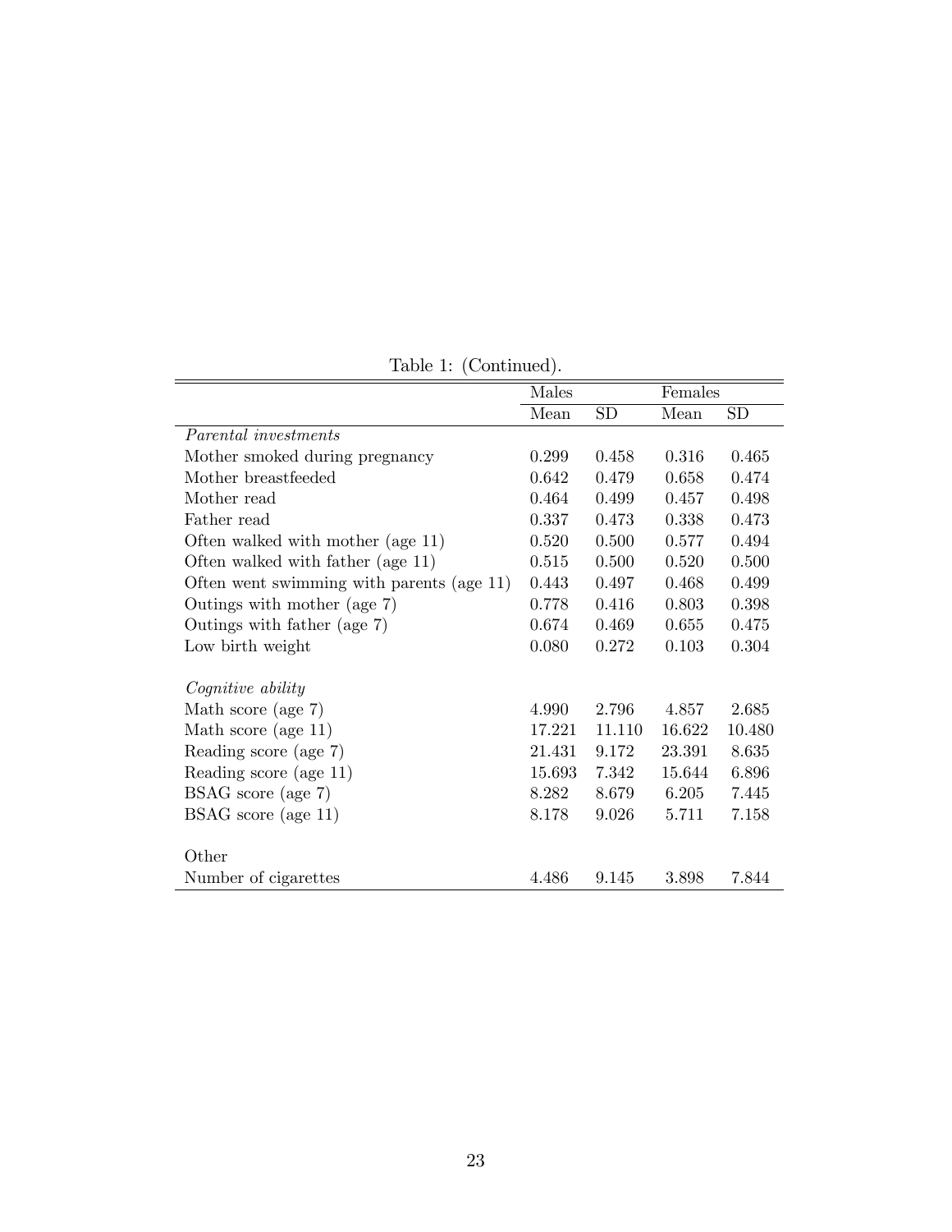Table 1: (Continued).

| | Males | | Females | |
|---|---|---|---|---|
| | Mean | SD | Mean | SD |
| *Parental investments* | | | | |
| Mother smoked during pregnancy | 0.299 | 0.458 | 0.316 | 0.465 |
| Mother breastfeeded | 0.642 | 0.479 | 0.658 | 0.474 |
| Mother read | 0.464 | 0.499 | 0.457 | 0.498 |
| Father read | 0.337 | 0.473 | 0.338 | 0.473 |
| Often walked with mother (age 11) | 0.520 | 0.500 | 0.577 | 0.494 |
| Often walked with father (age 11) | 0.515 | 0.500 | 0.520 | 0.500 |
| Often went swimming with parents (age 11) | 0.443 | 0.497 | 0.468 | 0.499 |
| Outings with mother (age 7) | 0.778 | 0.416 | 0.803 | 0.398 |
| Outings with father (age 7) | 0.674 | 0.469 | 0.655 | 0.475 |
| Low birth weight | 0.080 | 0.272 | 0.103 | 0.304 |
| | | | | |
| *Cognitive ability* | | | | |
| Math score (age 7) | 4.990 | 2.796 | 4.857 | 2.685 |
| Math score (age 11) | 17.221 | 11.110 | 16.622 | 10.480 |
| Reading score (age 7) | 21.431 | 9.172 | 23.391 | 8.635 |
| Reading score (age 11) | 15.693 | 7.342 | 15.644 | 6.896 |
| BSAG score (age 7) | 8.282 | 8.679 | 6.205 | 7.445 |
| BSAG score (age 11) | 8.178 | 9.026 | 5.711 | 7.158 |
| | | | | |
| Other | | | | |
| Number of cigarettes | 4.486 | 9.145 | 3.898 | 7.844 |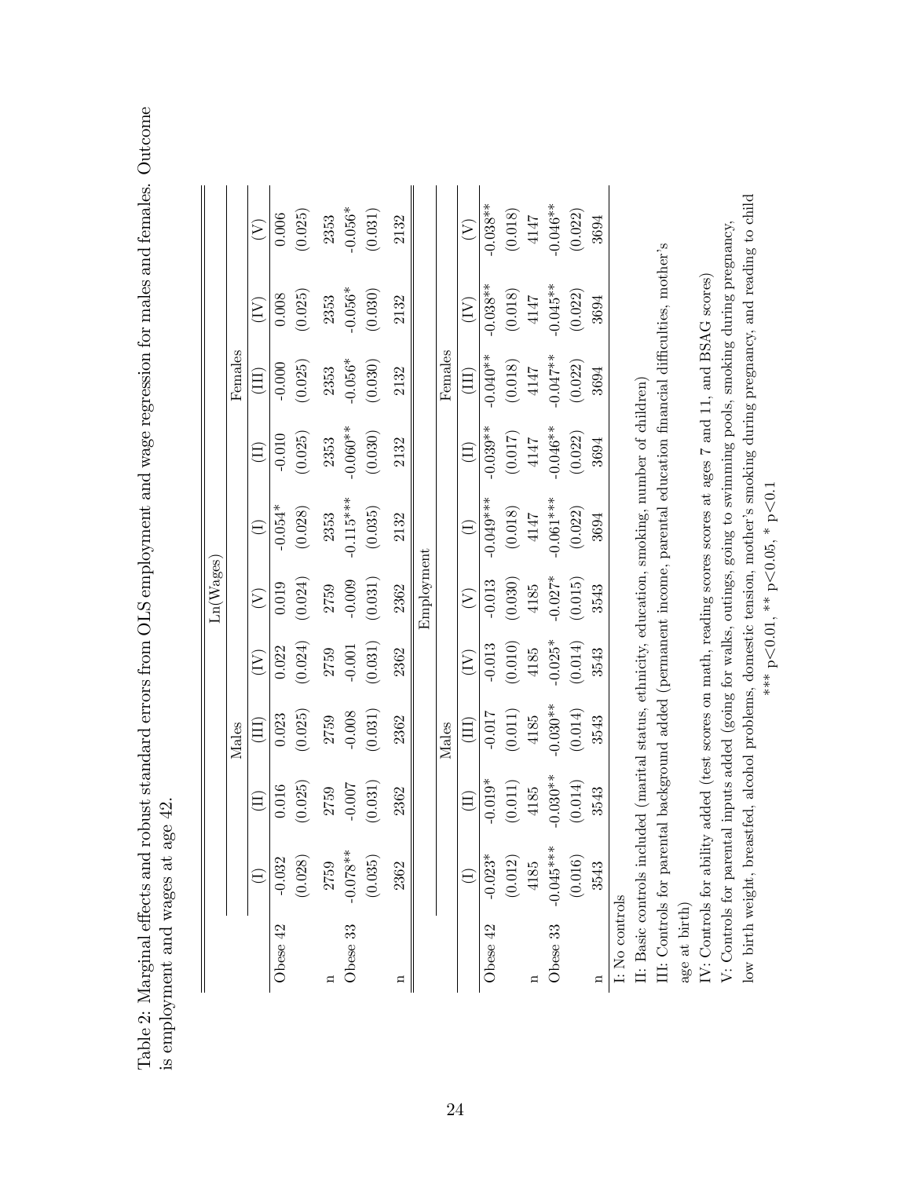Table 2: Marginal effects and robust standard errors from OLS employment and wage regression for males and females. Outcome is employment and wages at age 42.

| | Ln(Wages) | | | | | | | | | |
|---|---|---|---|---|---|---|---|---|---|---|
| | Males | | | | | Females | | | | |
| | (I) | (II) | (III) | (IV) | (V) | (I) | (II) | (III) | (IV) | (V) |
| Obese 42 | -0.032 | 0.016 | 0.023 | 0.022 | 0.019 | -0.054* | -0.010 | -0.000 | 0.008 | 0.006 |
| | (0.028) | (0.025) | (0.025) | (0.024) | (0.024) | (0.028) | (0.025) | (0.025) | (0.025) | (0.025) |
| n | 2759 | 2759 | 2759 | 2759 | 2759 | 2353 | 2353 | 2353 | 2353 | 2353 |
| Obese 33 | -0.078** | -0.007 | -0.008 | -0.001 | -0.009 | -0.115*** | -0.060** | -0.056* | -0.056* | -0.056* |
| | (0.035) | (0.031) | (0.031) | (0.031) | (0.031) | (0.035) | (0.030) | (0.030) | (0.030) | (0.031) |
| n | 2362 | 2362 | 2362 | 2362 | 2362 | 2132 | 2132 | 2132 | 2132 | 2132 |
| | Employment | | | | | | | | | |
| | Males | | | | | Females | | | | |
| | (I) | (II) | (III) | (IV) | (V) | (I) | (II) | (III) | (IV) | (V) |
| Obese 42 | -0.023* | -0.019* | -0.017 | -0.013 | -0.013 | -0.049*** | -0.039** | -0.040** | -0.038** | -0.038** |
| | (0.012) | (0.011) | (0.011) | (0.010) | (0.030) | (0.018) | (0.017) | (0.018) | (0.018) | (0.018) |
| n | 4185 | 4185 | 4185 | 4185 | 4185 | 4147 | 4147 | 4147 | 4147 | 4147 |
| Obese 33 | -0.045*** | -0.030** | -0.030** | -0.025* | -0.027* | -0.061*** | -0.046** | -0.047** | -0.045** | -0.046** |
| | (0.016) | (0.014) | (0.014) | (0.014) | (0.015) | (0.022) | (0.022) | (0.022) | (0.022) | (0.022) |
| n | 3543 | 3543 | 3543 | 3543 | 3543 | 3694 | 3694 | 3694 | 3694 | 3694 |

I: No controls

II: Basic controls included (marital status, ethnicity, education, smoking, number of children)

III: Controls for parental background added (permanent income, parental education financial difficulties, mother's age at birth)

IV: Controls for ability added (test scores on math, reading scores scores at ages 7 and 11, and BSAG scores)

V: Controls for parental inputs added (going for walks, outings, going to swimming pools, smoking during pregnancy, low birth weight, breastfed, alcohol problems, domestic tension, mother's smoking during pregnancy, and reading to child

*** p<0.01, ** p<0.05, * p<0.1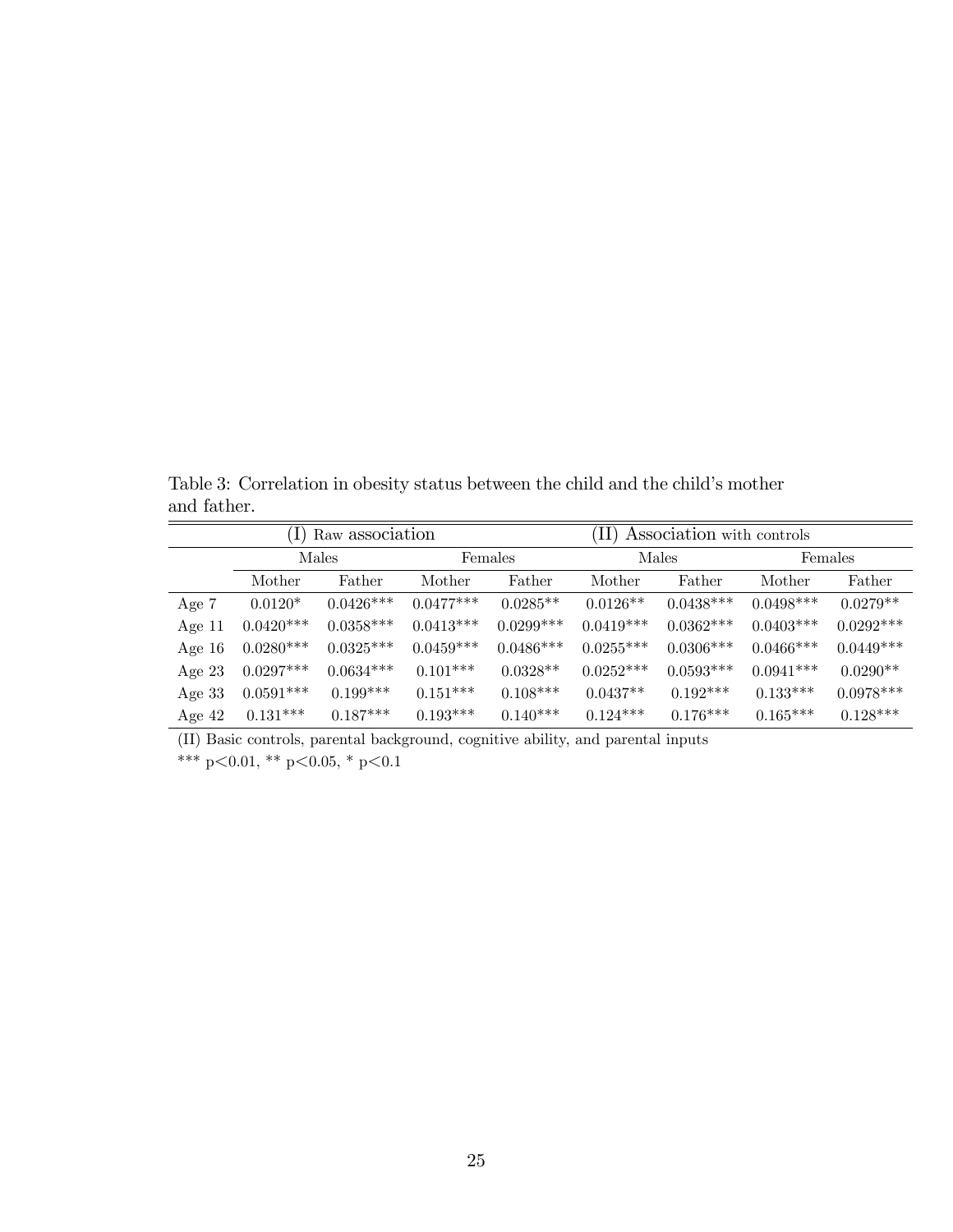Table 3: Correlation in obesity status between the child and the child's mother and father.

| | (I) Raw association | | | | (II) Association with controls | | | |
|---|---|---|---|---|---|---|---|---|
| | Males | | Females | | Males | | Females | |
| | Mother | Father | Mother | Father | Mother | Father | Mother | Father |
| Age 7 | 0.0120* | 0.0426*** | 0.0477*** | 0.0285** | 0.0126** | 0.0438*** | 0.0498*** | 0.0279** |
| Age 11 | 0.0420*** | 0.0358*** | 0.0413*** | 0.0299*** | 0.0419*** | 0.0362*** | 0.0403*** | 0.0292*** |
| Age 16 | 0.0280*** | 0.0325*** | 0.0459*** | 0.0486*** | 0.0255*** | 0.0306*** | 0.0466*** | 0.0449*** |
| Age 23 | 0.0297*** | 0.0634*** | 0.101*** | 0.0328** | 0.0252*** | 0.0593*** | 0.0941*** | 0.0290** |
| Age 33 | 0.0591*** | 0.199*** | 0.151*** | 0.108*** | 0.0437** | 0.192*** | 0.133*** | 0.0978*** |
| Age 42 | 0.131*** | 0.187*** | 0.193*** | 0.140*** | 0.124*** | 0.176*** | 0.165*** | 0.128*** |

(II) Basic controls, parental background, cognitive ability, and parental inputs

*** $p<0.01$, ** $p<0.05$, * $p<0.1$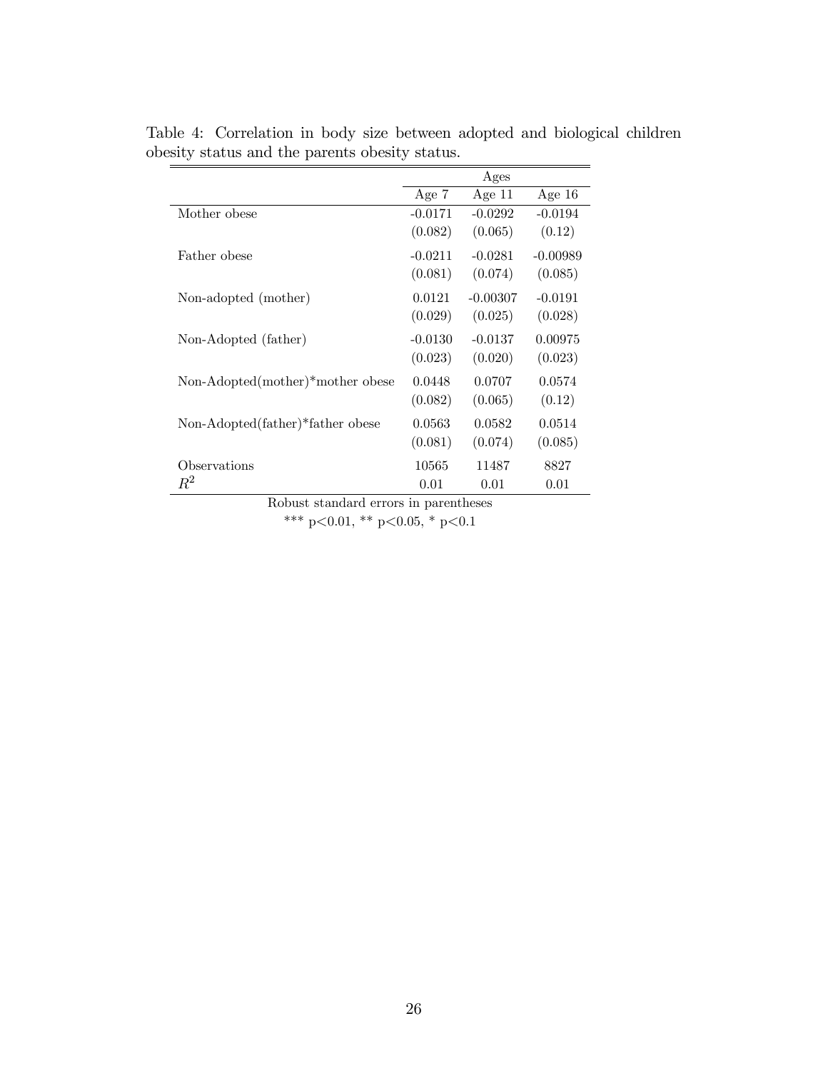Table 4: Correlation in body size between adopted and biological children obesity status and the parents obesity status.

| | Ages | | |
|---|---|---|---|
| | Age 7 | Age 11 | Age 16 |
| Mother obese | -0.0171 | -0.0292 | -0.0194 |
| | (0.082) | (0.065) | (0.12) |
| Father obese | -0.0211 | -0.0281 | -0.00989 |
| | (0.081) | (0.074) | (0.085) |
| Non-adopted (mother) | 0.0121 | -0.00307 | -0.0191 |
| | (0.029) | (0.025) | (0.028) |
| Non-Adopted (father) | -0.0130 | -0.0137 | 0.00975 |
| | (0.023) | (0.020) | (0.023) |
| Non-Adopted(mother)*mother obese | 0.0448 | 0.0707 | 0.0574 |
| | (0.082) | (0.065) | (0.12) |
| Non-Adopted(father)*father obese | 0.0563 | 0.0582 | 0.0514 |
| | (0.081) | (0.074) | (0.085) |
| Observations | 10565 | 11487 | 8827 |
| $R^2$ | 0.01 | 0.01 | 0.01 |

Robust standard errors in parentheses

*** $p<0.01$, ** $p<0.05$, * $p<0.1$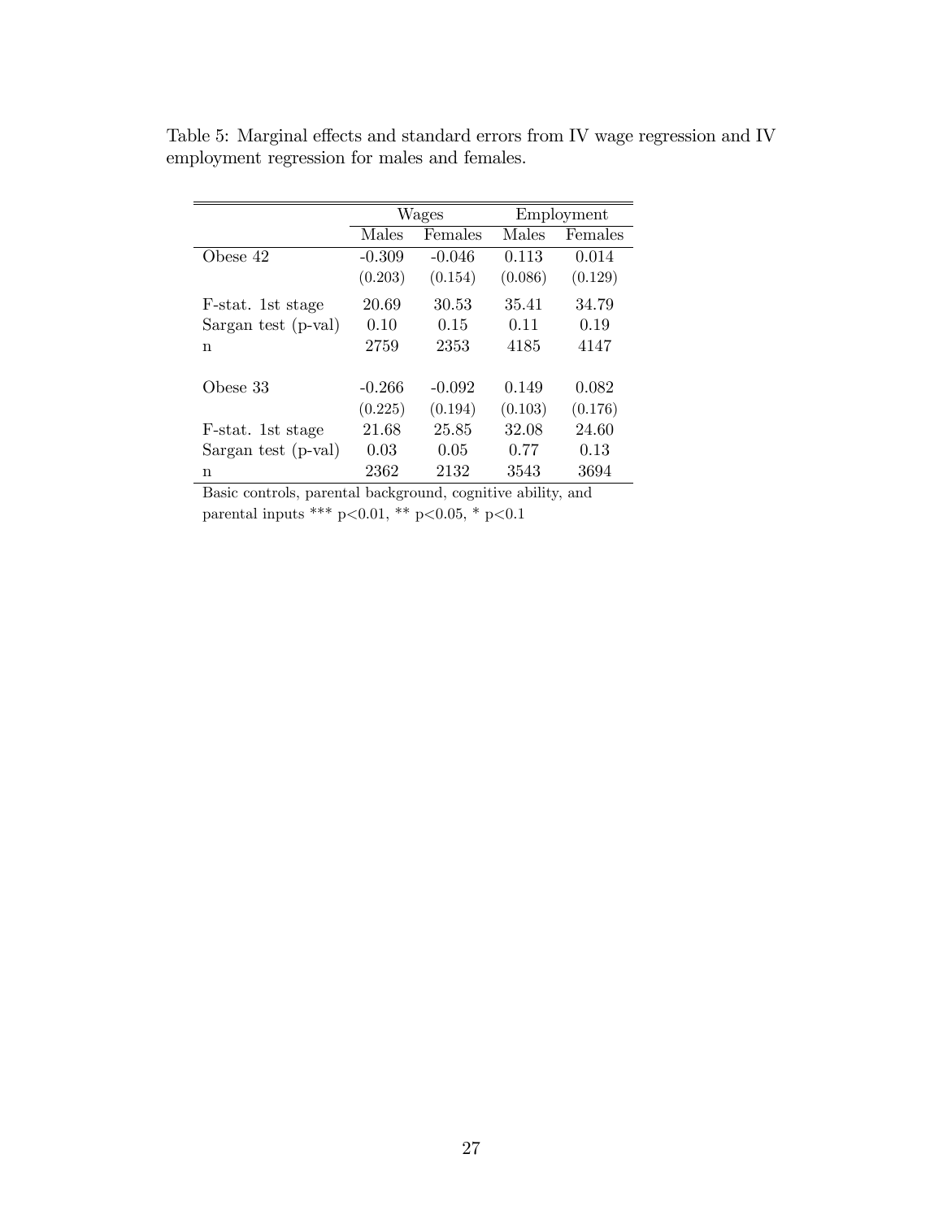Table 5: Marginal effects and standard errors from IV wage regression and IV employment regression for males and females.

| | Wages | | Employment | |
|---|---|---|---|---|
| | Males | Females | Males | Females |
| Obese 42 | -0.309 | -0.046 | 0.113 | 0.014 |
| | (0.203) | (0.154) | (0.086) | (0.129) |
| F-stat. 1st stage | 20.69 | 30.53 | 35.41 | 34.79 |
| Sargan test (p-val) | 0.10 | 0.15 | 0.11 | 0.19 |
| n | 2759 | 2353 | 4185 | 4147 |
| | | | | |
| Obese 33 | -0.266 | -0.092 | 0.149 | 0.082 |
| | (0.225) | (0.194) | (0.103) | (0.176) |
| F-stat. 1st stage | 21.68 | 25.85 | 32.08 | 24.60 |
| Sargan test (p-val) | 0.03 | 0.05 | 0.77 | 0.13 |
| n | 2362 | 2132 | 3543 | 3694 |

Basic controls, parental background, cognitive ability, and parental inputs *** $p<0.01$, ** $p<0.05$, * $p<0.1$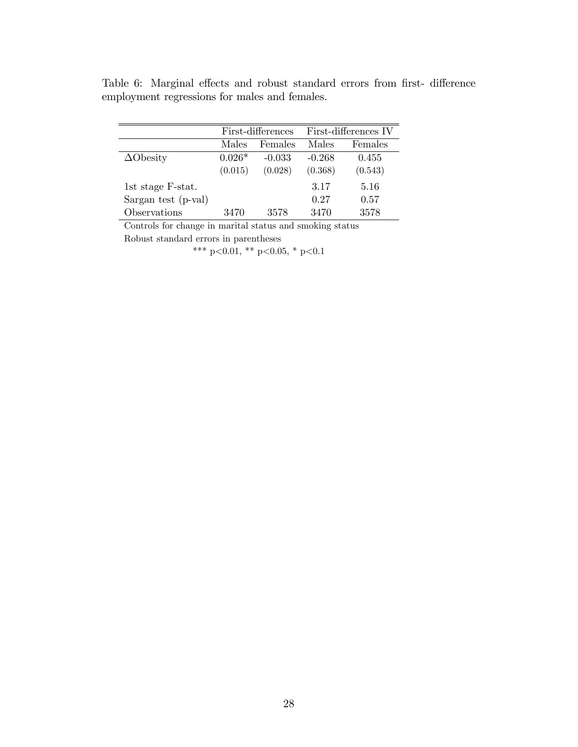Table 6: Marginal effects and robust standard errors from first- difference employment regressions for males and females.

| | First-differences | | First-differences IV | |
|---|---|---|---|---|
| | Males | Females | Males | Females |
| ΔObesity | 0.026* | -0.033 | -0.268 | 0.455 |
| | (0.015) | (0.028) | (0.368) | (0.543) |
| 1st stage F-stat. | | | 3.17 | 5.16 |
| Sargan test (p-val) | | | 0.27 | 0.57 |
| Observations | 3470 | 3578 | 3470 | 3578 |

Controls for change in marital status and smoking status

Robust standard errors in parentheses

*** p<0.01, ** p<0.05, * p<0.1